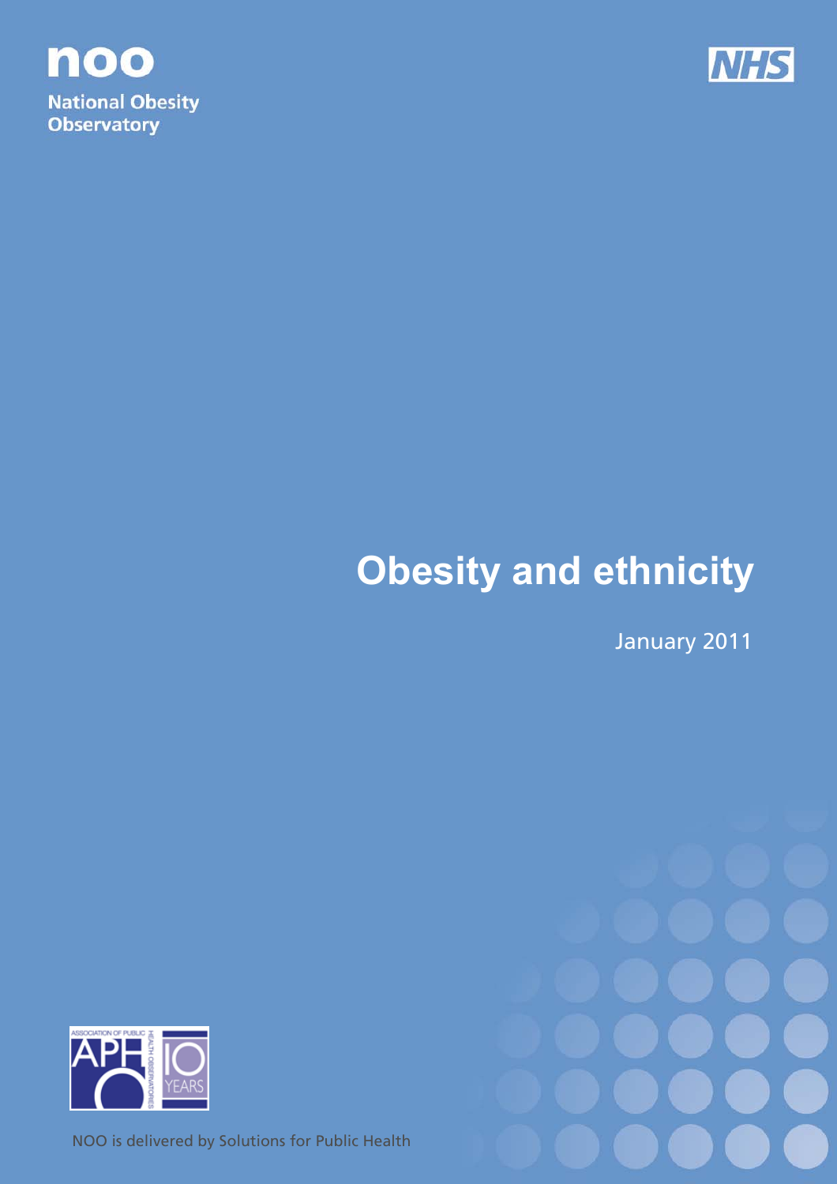noo

National Obesity Observatory

NHS

# Obesity and ethnicity

January 2011

ASSOCIATION OF PUBLIC HEALTH OBSERVATORIES

APHO 10 YEARS

NOO is delivered by Solutions for Public Health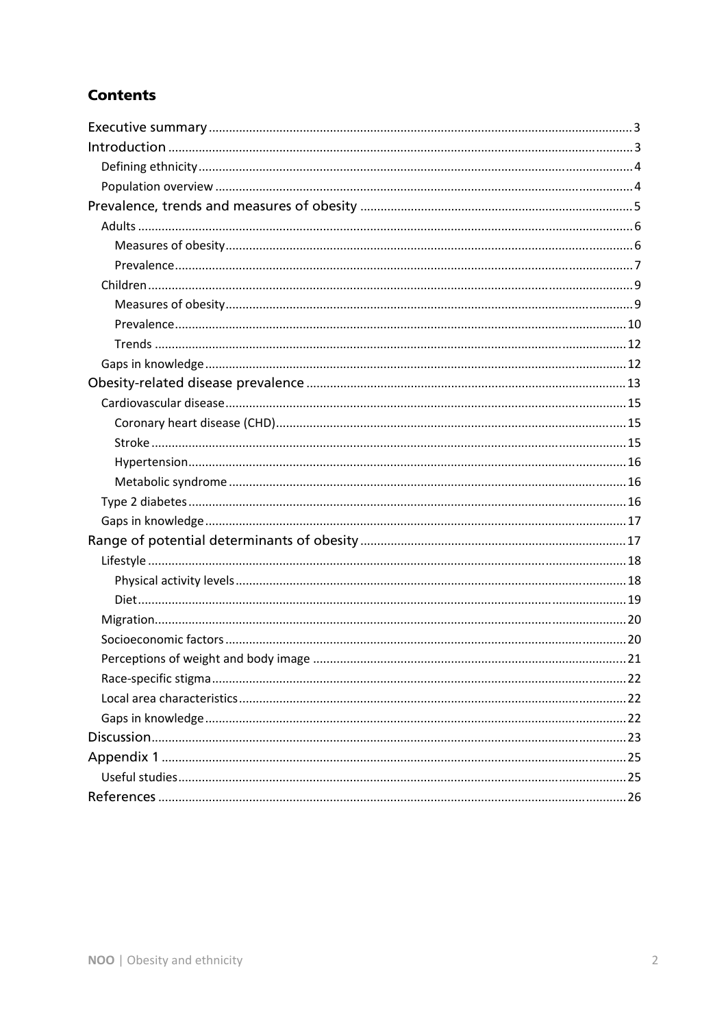## Contents

- Executive summary ... 3
- Introduction ... 3
  - Defining ethnicity ... 4
  - Population overview ... 4
- Prevalence, trends and measures of obesity ... 5
  - Adults ... 6
    - Measures of obesity ... 6
    - Prevalence ... 7
  - Children ... 9
    - Measures of obesity ... 9
    - Prevalence ... 10
    - Trends ... 12
  - Gaps in knowledge ... 12
- Obesity-related disease prevalence ... 13
  - Cardiovascular disease ... 15
    - Coronary heart disease (CHD) ... 15
    - Stroke ... 15
    - Hypertension ... 16
    - Metabolic syndrome ... 16
  - Type 2 diabetes ... 16
  - Gaps in knowledge ... 17
- Range of potential determinants of obesity ... 17
  - Lifestyle ... 18
    - Physical activity levels ... 18
    - Diet ... 19
  - Migration ... 20
  - Socioeconomic factors ... 20
  - Perceptions of weight and body image ... 21
  - Race-specific stigma ... 22
  - Local area characteristics ... 22
  - Gaps in knowledge ... 22
- Discussion ... 23
- Appendix 1 ... 25
  - Useful studies ... 25
- References ... 26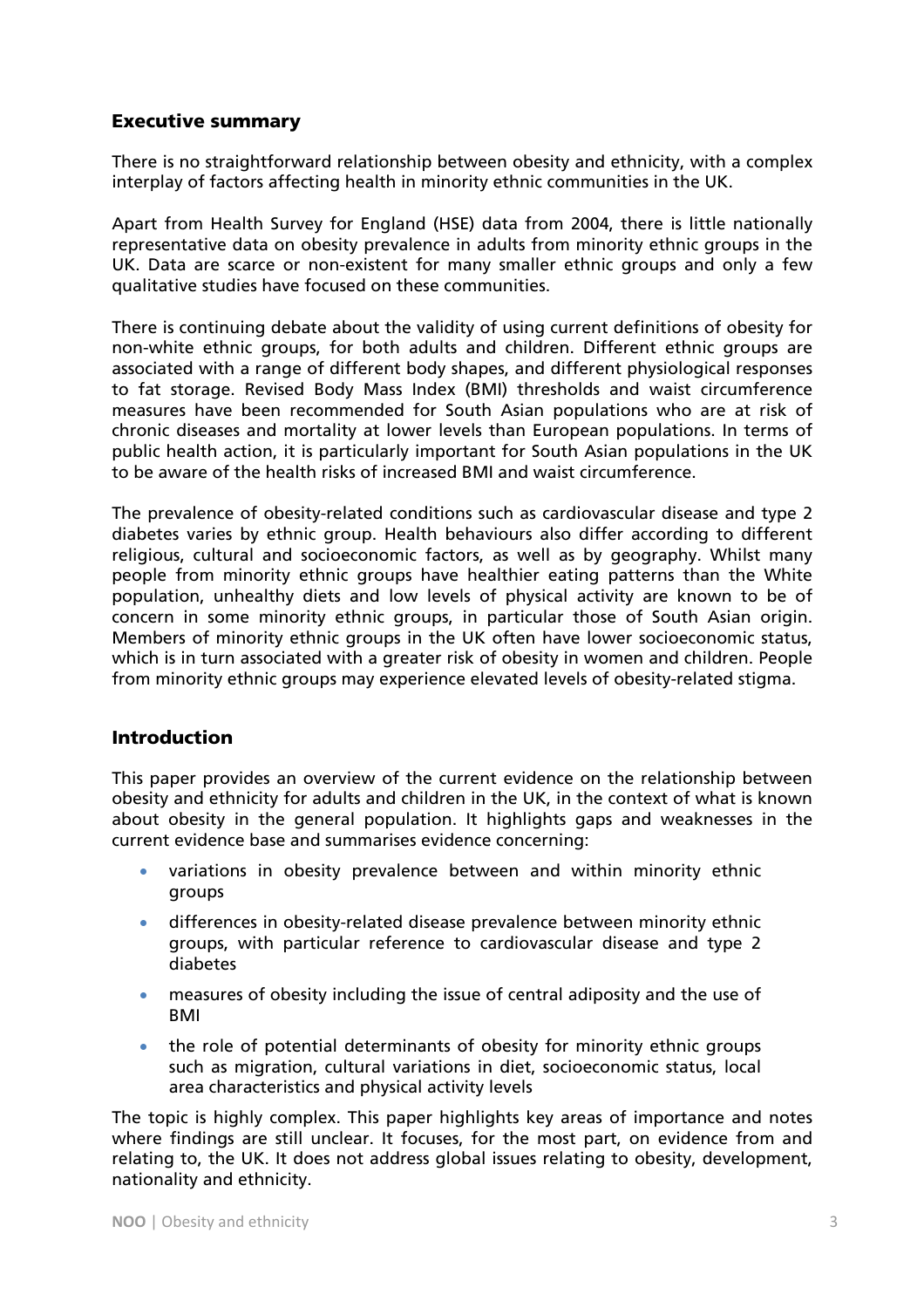## Executive summary

There is no straightforward relationship between obesity and ethnicity, with a complex interplay of factors affecting health in minority ethnic communities in the UK.

Apart from Health Survey for England (HSE) data from 2004, there is little nationally representative data on obesity prevalence in adults from minority ethnic groups in the UK. Data are scarce or non-existent for many smaller ethnic groups and only a few qualitative studies have focused on these communities.

There is continuing debate about the validity of using current definitions of obesity for non-white ethnic groups, for both adults and children. Different ethnic groups are associated with a range of different body shapes, and different physiological responses to fat storage. Revised Body Mass Index (BMI) thresholds and waist circumference measures have been recommended for South Asian populations who are at risk of chronic diseases and mortality at lower levels than European populations. In terms of public health action, it is particularly important for South Asian populations in the UK to be aware of the health risks of increased BMI and waist circumference.

The prevalence of obesity-related conditions such as cardiovascular disease and type 2 diabetes varies by ethnic group. Health behaviours also differ according to different religious, cultural and socioeconomic factors, as well as by geography. Whilst many people from minority ethnic groups have healthier eating patterns than the White population, unhealthy diets and low levels of physical activity are known to be of concern in some minority ethnic groups, in particular those of South Asian origin. Members of minority ethnic groups in the UK often have lower socioeconomic status, which is in turn associated with a greater risk of obesity in women and children. People from minority ethnic groups may experience elevated levels of obesity-related stigma.

## Introduction

This paper provides an overview of the current evidence on the relationship between obesity and ethnicity for adults and children in the UK, in the context of what is known about obesity in the general population. It highlights gaps and weaknesses in the current evidence base and summarises evidence concerning:

- variations in obesity prevalence between and within minority ethnic groups
- differences in obesity-related disease prevalence between minority ethnic groups, with particular reference to cardiovascular disease and type 2 diabetes
- measures of obesity including the issue of central adiposity and the use of BMI
- the role of potential determinants of obesity for minority ethnic groups such as migration, cultural variations in diet, socioeconomic status, local area characteristics and physical activity levels

The topic is highly complex. This paper highlights key areas of importance and notes where findings are still unclear. It focuses, for the most part, on evidence from and relating to, the UK. It does not address global issues relating to obesity, development, nationality and ethnicity.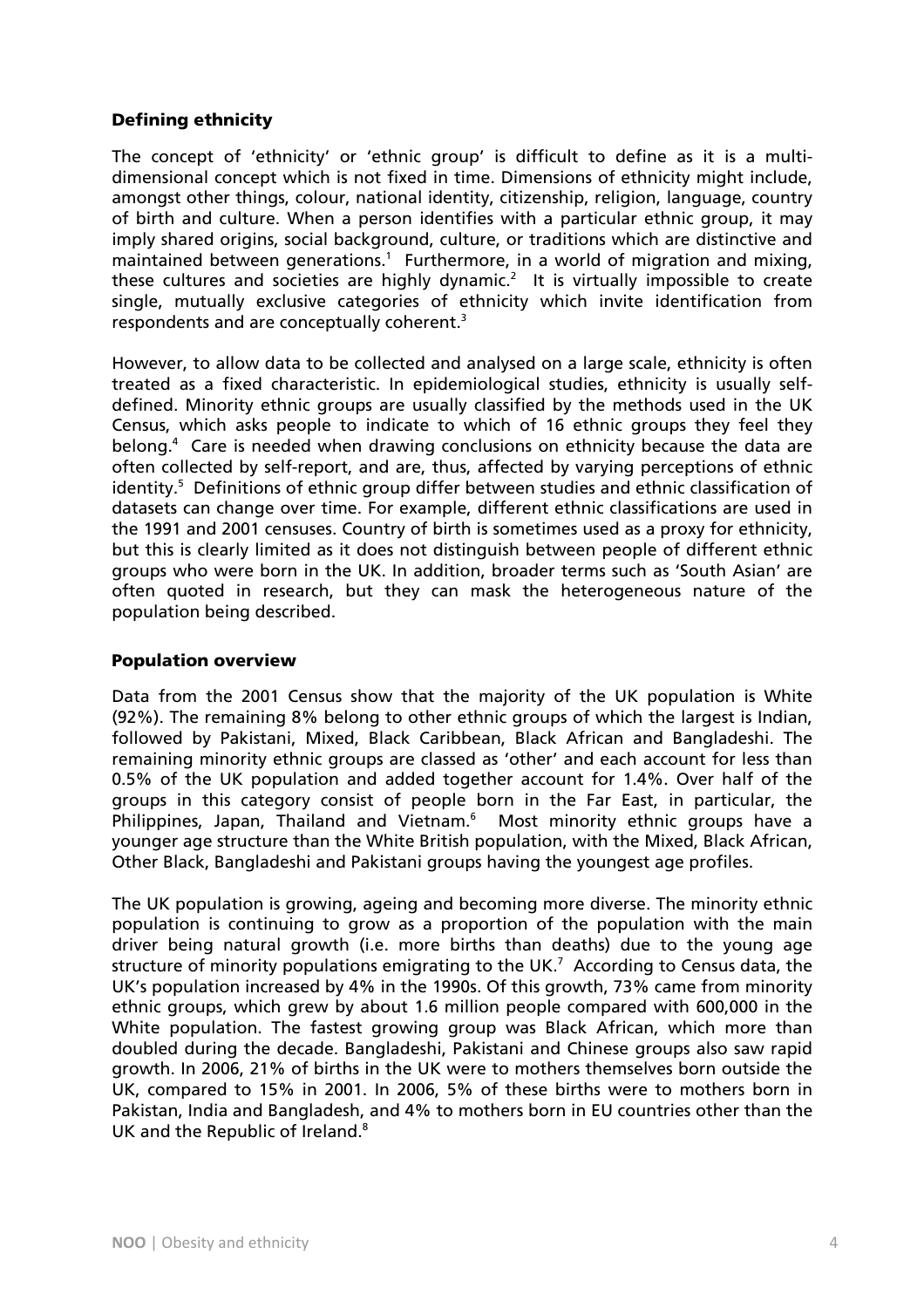## Defining ethnicity

The concept of 'ethnicity' or 'ethnic group' is difficult to define as it is a multi-dimensional concept which is not fixed in time. Dimensions of ethnicity might include, amongst other things, colour, national identity, citizenship, religion, language, country of birth and culture. When a person identifies with a particular ethnic group, it may imply shared origins, social background, culture, or traditions which are distinctive and maintained between generations.[1] Furthermore, in a world of migration and mixing, these cultures and societies are highly dynamic.[2] It is virtually impossible to create single, mutually exclusive categories of ethnicity which invite identification from respondents and are conceptually coherent.[3]

However, to allow data to be collected and analysed on a large scale, ethnicity is often treated as a fixed characteristic. In epidemiological studies, ethnicity is usually self-defined. Minority ethnic groups are usually classified by the methods used in the UK Census, which asks people to indicate to which of 16 ethnic groups they feel they belong.[4] Care is needed when drawing conclusions on ethnicity because the data are often collected by self-report, and are, thus, affected by varying perceptions of ethnic identity.[5] Definitions of ethnic group differ between studies and ethnic classification of datasets can change over time. For example, different ethnic classifications are used in the 1991 and 2001 censuses. Country of birth is sometimes used as a proxy for ethnicity, but this is clearly limited as it does not distinguish between people of different ethnic groups who were born in the UK. In addition, broader terms such as 'South Asian' are often quoted in research, but they can mask the heterogeneous nature of the population being described.

## Population overview

Data from the 2001 Census show that the majority of the UK population is White (92%). The remaining 8% belong to other ethnic groups of which the largest is Indian, followed by Pakistani, Mixed, Black Caribbean, Black African and Bangladeshi. The remaining minority ethnic groups are classed as 'other' and each account for less than 0.5% of the UK population and added together account for 1.4%. Over half of the groups in this category consist of people born in the Far East, in particular, the Philippines, Japan, Thailand and Vietnam.[6] Most minority ethnic groups have a younger age structure than the White British population, with the Mixed, Black African, Other Black, Bangladeshi and Pakistani groups having the youngest age profiles.

The UK population is growing, ageing and becoming more diverse. The minority ethnic population is continuing to grow as a proportion of the population with the main driver being natural growth (i.e. more births than deaths) due to the young age structure of minority populations emigrating to the UK.[7] According to Census data, the UK's population increased by 4% in the 1990s. Of this growth, 73% came from minority ethnic groups, which grew by about 1.6 million people compared with 600,000 in the White population. The fastest growing group was Black African, which more than doubled during the decade. Bangladeshi, Pakistani and Chinese groups also saw rapid growth. In 2006, 21% of births in the UK were to mothers themselves born outside the UK, compared to 15% in 2001. In 2006, 5% of these births were to mothers born in Pakistan, India and Bangladesh, and 4% to mothers born in EU countries other than the UK and the Republic of Ireland.[8]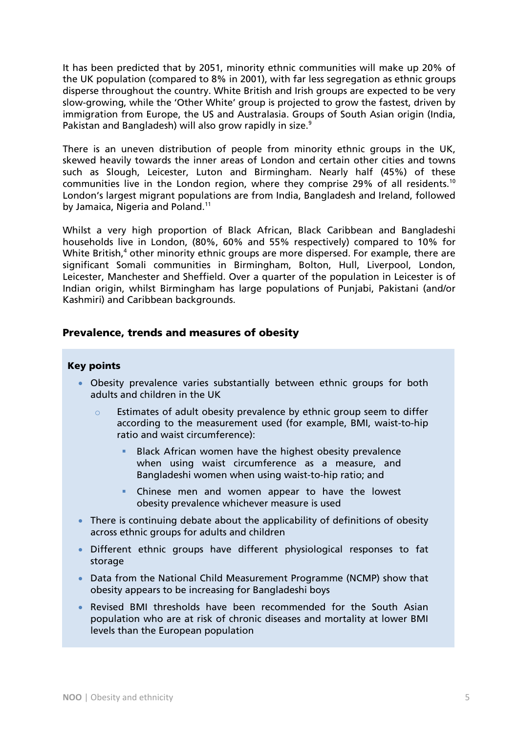It has been predicted that by 2051, minority ethnic communities will make up 20% of the UK population (compared to 8% in 2001), with far less segregation as ethnic groups disperse throughout the country. White British and Irish groups are expected to be very slow-growing, while the 'Other White' group is projected to grow the fastest, driven by immigration from Europe, the US and Australasia. Groups of South Asian origin (India, Pakistan and Bangladesh) will also grow rapidly in size.[9]

There is an uneven distribution of people from minority ethnic groups in the UK, skewed heavily towards the inner areas of London and certain other cities and towns such as Slough, Leicester, Luton and Birmingham. Nearly half (45%) of these communities live in the London region, where they comprise 29% of all residents.[10] London's largest migrant populations are from India, Bangladesh and Ireland, followed by Jamaica, Nigeria and Poland.[11]

Whilst a very high proportion of Black African, Black Caribbean and Bangladeshi households live in London, (80%, 60% and 55% respectively) compared to 10% for White British,[4] other minority ethnic groups are more dispersed. For example, there are significant Somali communities in Birmingham, Bolton, Hull, Liverpool, London, Leicester, Manchester and Sheffield. Over a quarter of the population in Leicester is of Indian origin, whilst Birmingham has large populations of Punjabi, Pakistani (and/or Kashmiri) and Caribbean backgrounds.

## Prevalence, trends and measures of obesity

**Key points**

- Obesity prevalence varies substantially between ethnic groups for both adults and children in the UK
  - Estimates of adult obesity prevalence by ethnic group seem to differ according to the measurement used (for example, BMI, waist-to-hip ratio and waist circumference):
    - Black African women have the highest obesity prevalence when using waist circumference as a measure, and Bangladeshi women when using waist-to-hip ratio; and
    - Chinese men and women appear to have the lowest obesity prevalence whichever measure is used
- There is continuing debate about the applicability of definitions of obesity across ethnic groups for adults and children
- Different ethnic groups have different physiological responses to fat storage
- Data from the National Child Measurement Programme (NCMP) show that obesity appears to be increasing for Bangladeshi boys
- Revised BMI thresholds have been recommended for the South Asian population who are at risk of chronic diseases and mortality at lower BMI levels than the European population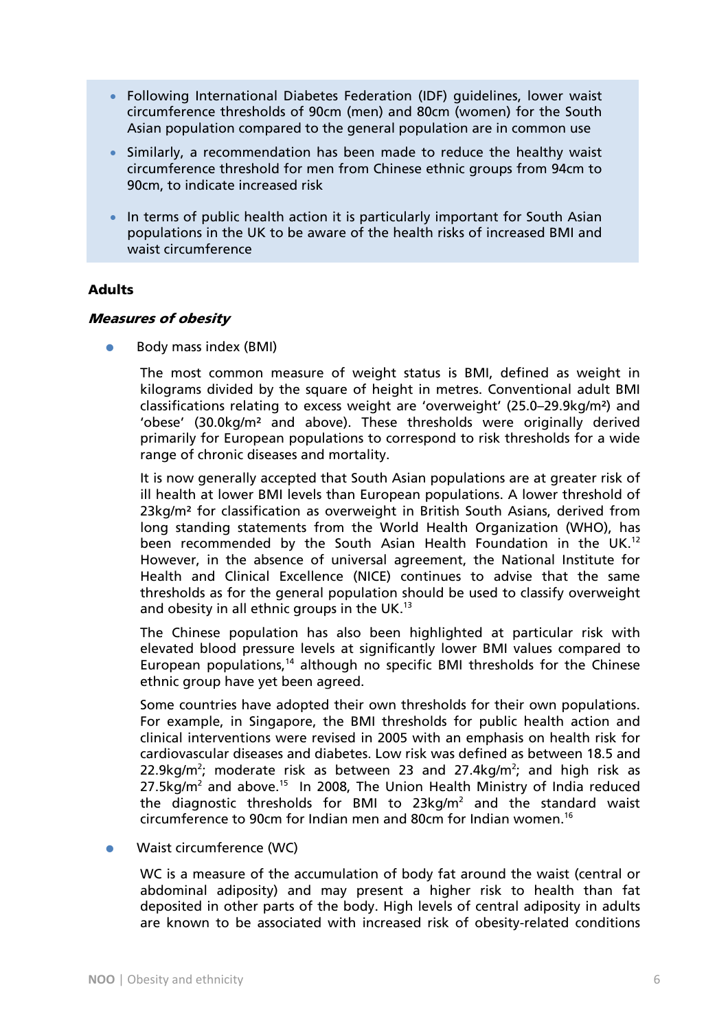- Following International Diabetes Federation (IDF) guidelines, lower waist circumference thresholds of 90cm (men) and 80cm (women) for the South Asian population compared to the general population are in common use
- Similarly, a recommendation has been made to reduce the healthy waist circumference threshold for men from Chinese ethnic groups from 94cm to 90cm, to indicate increased risk
- In terms of public health action it is particularly important for South Asian populations in the UK to be aware of the health risks of increased BMI and waist circumference

## Adults

### *Measures of obesity*

- Body mass index (BMI)

  The most common measure of weight status is BMI, defined as weight in kilograms divided by the square of height in metres. Conventional adult BMI classifications relating to excess weight are 'overweight' (25.0–29.9kg/m²) and 'obese' (30.0kg/m² and above). These thresholds were originally derived primarily for European populations to correspond to risk thresholds for a wide range of chronic diseases and mortality.

  It is now generally accepted that South Asian populations are at greater risk of ill health at lower BMI levels than European populations. A lower threshold of 23kg/m² for classification as overweight in British South Asians, derived from long standing statements from the World Health Organization (WHO), has been recommended by the South Asian Health Foundation in the UK.[12] However, in the absence of universal agreement, the National Institute for Health and Clinical Excellence (NICE) continues to advise that the same thresholds as for the general population should be used to classify overweight and obesity in all ethnic groups in the UK.[13]

  The Chinese population has also been highlighted at particular risk with elevated blood pressure levels at significantly lower BMI values compared to European populations,[14] although no specific BMI thresholds for the Chinese ethnic group have yet been agreed.

  Some countries have adopted their own thresholds for their own populations. For example, in Singapore, the BMI thresholds for public health action and clinical interventions were revised in 2005 with an emphasis on health risk for cardiovascular diseases and diabetes. Low risk was defined as between 18.5 and 22.9kg/m²; moderate risk as between 23 and 27.4kg/m²; and high risk as 27.5kg/m² and above.[15] In 2008, The Union Health Ministry of India reduced the diagnostic thresholds for BMI to 23kg/m² and the standard waist circumference to 90cm for Indian men and 80cm for Indian women.[16]

- Waist circumference (WC)

  WC is a measure of the accumulation of body fat around the waist (central or abdominal adiposity) and may present a higher risk to health than fat deposited in other parts of the body. High levels of central adiposity in adults are known to be associated with increased risk of obesity-related conditions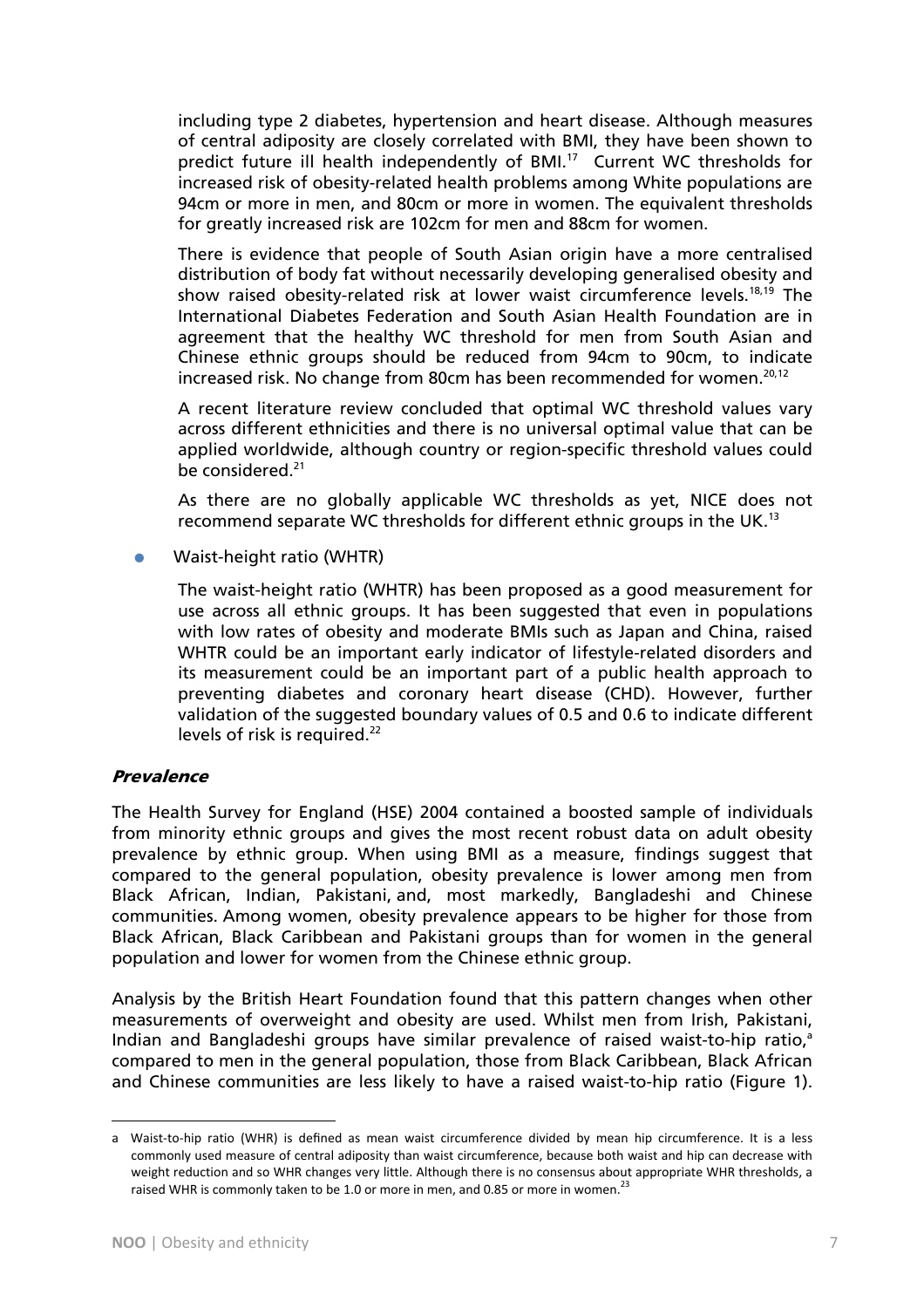including type 2 diabetes, hypertension and heart disease. Although measures of central adiposity are closely correlated with BMI, they have been shown to predict future ill health independently of BMI.[17] Current WC thresholds for increased risk of obesity-related health problems among White populations are 94cm or more in men, and 80cm or more in women. The equivalent thresholds for greatly increased risk are 102cm for men and 88cm for women.

There is evidence that people of South Asian origin have a more centralised distribution of body fat without necessarily developing generalised obesity and show raised obesity-related risk at lower waist circumference levels.[18,19] The International Diabetes Federation and South Asian Health Foundation are in agreement that the healthy WC threshold for men from South Asian and Chinese ethnic groups should be reduced from 94cm to 90cm, to indicate increased risk. No change from 80cm has been recommended for women.[20,12]

A recent literature review concluded that optimal WC threshold values vary across different ethnicities and there is no universal optimal value that can be applied worldwide, although country or region-specific threshold values could be considered.[21]

As there are no globally applicable WC thresholds as yet, NICE does not recommend separate WC thresholds for different ethnic groups in the UK.[13]

- Waist-height ratio (WHTR)

  The waist-height ratio (WHTR) has been proposed as a good measurement for use across all ethnic groups. It has been suggested that even in populations with low rates of obesity and moderate BMIs such as Japan and China, raised WHTR could be an important early indicator of lifestyle-related disorders and its measurement could be an important part of a public health approach to preventing diabetes and coronary heart disease (CHD). However, further validation of the suggested boundary values of 0.5 and 0.6 to indicate different levels of risk is required.[22]

### *Prevalence*

The Health Survey for England (HSE) 2004 contained a boosted sample of individuals from minority ethnic groups and gives the most recent robust data on adult obesity prevalence by ethnic group. When using BMI as a measure, findings suggest that compared to the general population, obesity prevalence is lower among men from Black African, Indian, Pakistani, and, most markedly, Bangladeshi and Chinese communities. Among women, obesity prevalence appears to be higher for those from Black African, Black Caribbean and Pakistani groups than for women in the general population and lower for women from the Chinese ethnic group.

Analysis by the British Heart Foundation found that this pattern changes when other measurements of overweight and obesity are used. Whilst men from Irish, Pakistani, Indian and Bangladeshi groups have similar prevalence of raised waist-to-hip ratio,[a] compared to men in the general population, those from Black Caribbean, Black African and Chinese communities are less likely to have a raised waist-to-hip ratio (Figure 1).

---

[a] Waist-to-hip ratio (WHR) is defined as mean waist circumference divided by mean hip circumference. It is a less commonly used measure of central adiposity than waist circumference, because both waist and hip can decrease with weight reduction and so WHR changes very little. Although there is no consensus about appropriate WHR thresholds, a raised WHR is commonly taken to be 1.0 or more in men, and 0.85 or more in women.[23]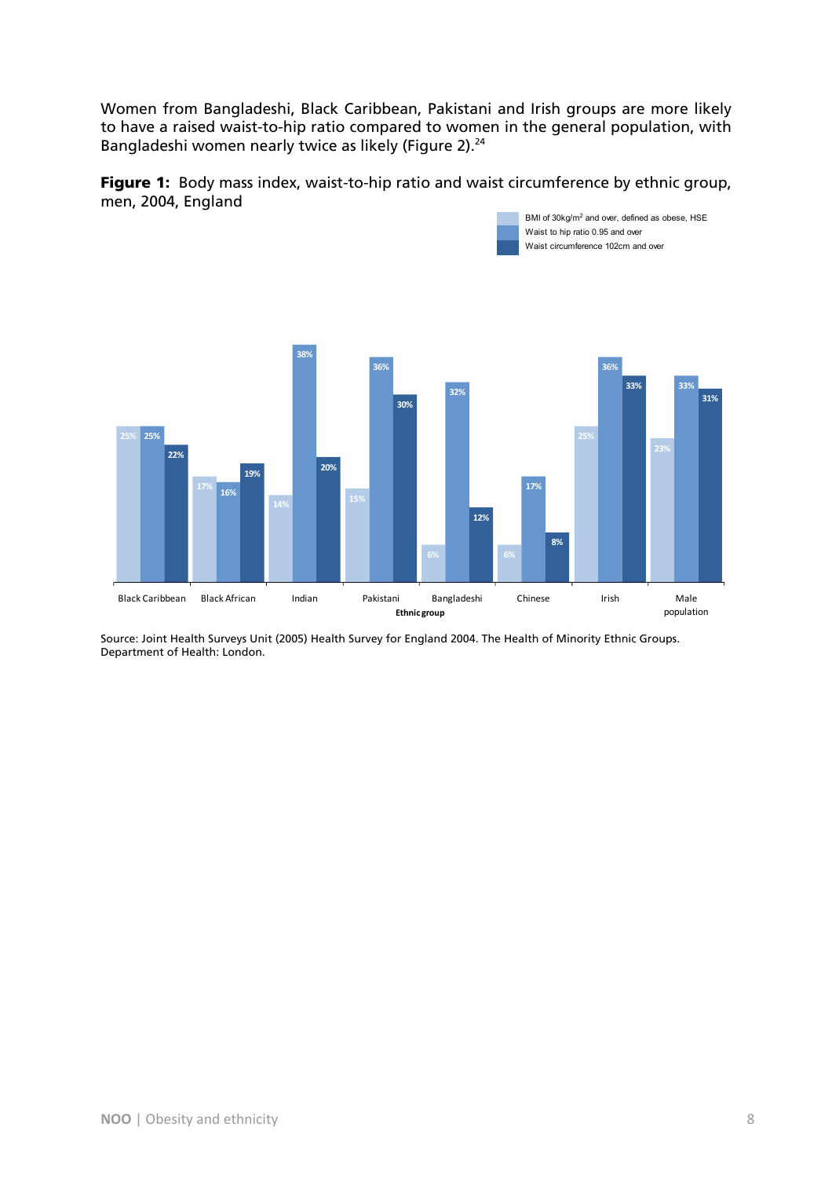Women from Bangladeshi, Black Caribbean, Pakistani and Irish groups are more likely to have a raised waist-to-hip ratio compared to women in the general population, with Bangladeshi women nearly twice as likely (Figure 2).[24]

**Figure 1:** Body mass index, waist-to-hip ratio and waist circumference by ethnic group, men, 2004, England

| Ethnic group | BMI of 30kg/m² and over, defined as obese, HSE | Waist to hip ratio 0.95 and over | Waist circumference 102cm and over |
|---|---|---|---|
| Black Caribbean | 25% | 25% | 22% |
| Black African | 17% | 16% | 19% |
| Indian | 14% | 38% | 20% |
| Pakistani | 15% | 36% | 30% |
| Bangladeshi | 6% | 32% | 12% |
| Chinese | 6% | 17% | 8% |
| Irish | 25% | 36% | 33% |
| Male population | 23% | 33% | 31% |

Source: Joint Health Surveys Unit (2005) Health Survey for England 2004. The Health of Minority Ethnic Groups. Department of Health: London.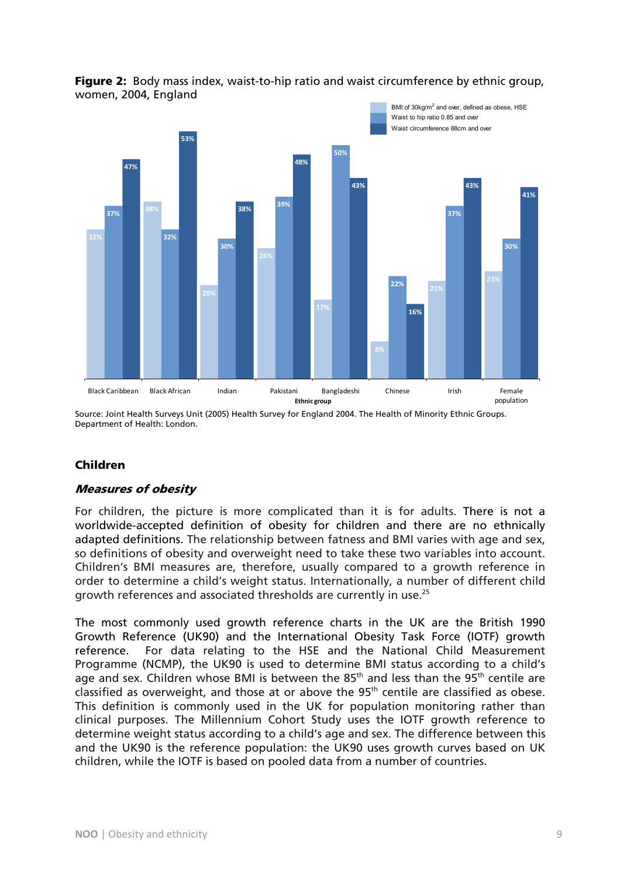**Figure 2:** Body mass index, waist-to-hip ratio and waist circumference by ethnic group, women, 2004, England

| Ethnic group | BMI of 30kg/m² and over, defined as obese, HSE | Waist to hip ratio 0.85 and over | Waist circumference 88cm and over |
|---|---|---|---|
| Black Caribbean | 32% | 37% | 47% |
| Black African | 38% | 32% | 53% |
| Indian | 20% | 30% | 38% |
| Pakistani | 28% | 39% | 48% |
| Bangladeshi | 17% | 50% | 43% |
| Chinese | 8% | 22% | 16% |
| Irish | 21% | 37% | 43% |
| Female population | 23% | 30% | 41% |

Source: Joint Health Surveys Unit (2005) Health Survey for England 2004. The Health of Minority Ethnic Groups. Department of Health: London.

## Children

### *Measures of obesity*

For children, the picture is more complicated than it is for adults. There is not a worldwide-accepted definition of obesity for children and there are no ethnically adapted definitions. The relationship between fatness and BMI varies with age and sex, so definitions of obesity and overweight need to take these two variables into account. Children's BMI measures are, therefore, usually compared to a growth reference in order to determine a child's weight status. Internationally, a number of different child growth references and associated thresholds are currently in use.[25]

The most commonly used growth reference charts in the UK are the British 1990 Growth Reference (UK90) and the International Obesity Task Force (IOTF) growth reference. For data relating to the HSE and the National Child Measurement Programme (NCMP), the UK90 is used to determine BMI status according to a child's age and sex. Children whose BMI is between the 85th and less than the 95th centile are classified as overweight, and those at or above the 95th centile are classified as obese. This definition is commonly used in the UK for population monitoring rather than clinical purposes. The Millennium Cohort Study uses the IOTF growth reference to determine weight status according to a child's age and sex. The difference between this and the UK90 is the reference population: the UK90 uses growth curves based on UK children, while the IOTF is based on pooled data from a number of countries.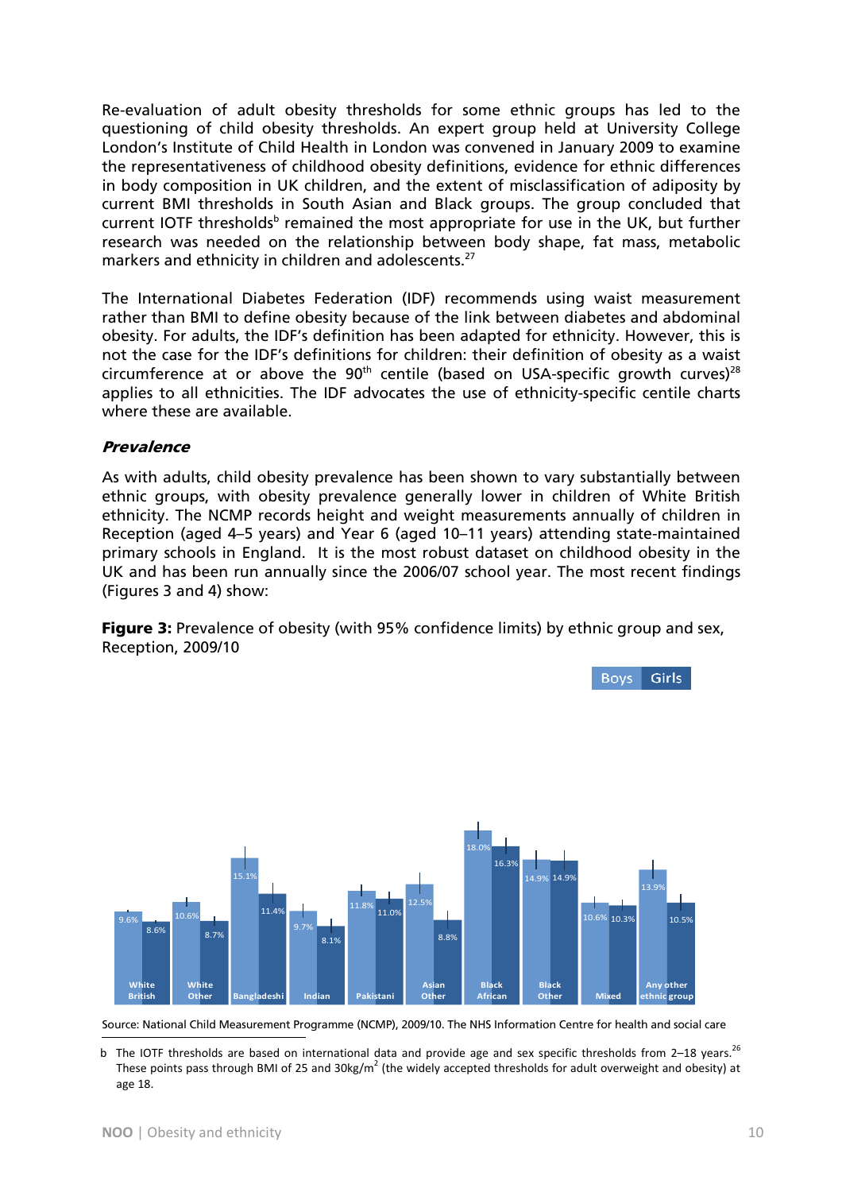Re-evaluation of adult obesity thresholds for some ethnic groups has led to the questioning of child obesity thresholds. An expert group held at University College London's Institute of Child Health in London was convened in January 2009 to examine the representativeness of childhood obesity definitions, evidence for ethnic differences in body composition in UK children, and the extent of misclassification of adiposity by current BMI thresholds in South Asian and Black groups. The group concluded that current IOTF thresholds[b] remained the most appropriate for use in the UK, but further research was needed on the relationship between body shape, fat mass, metabolic markers and ethnicity in children and adolescents.[27]

The International Diabetes Federation (IDF) recommends using waist measurement rather than BMI to define obesity because of the link between diabetes and abdominal obesity. For adults, the IDF's definition has been adapted for ethnicity. However, this is not the case for the IDF's definitions for children: their definition of obesity as a waist circumference at or above the 90th centile (based on USA-specific growth curves)[28] applies to all ethnicities. The IDF advocates the use of ethnicity-specific centile charts where these are available.

### *Prevalence*

As with adults, child obesity prevalence has been shown to vary substantially between ethnic groups, with obesity prevalence generally lower in children of White British ethnicity. The NCMP records height and weight measurements annually of children in Reception (aged 4–5 years) and Year 6 (aged 10–11 years) attending state-maintained primary schools in England. It is the most robust dataset on childhood obesity in the UK and has been run annually since the 2006/07 school year. The most recent findings (Figures 3 and 4) show:

**Figure 3:** Prevalence of obesity (with 95% confidence limits) by ethnic group and sex, Reception, 2009/10

| Ethnic group | Boys | Girls |
|---|---|---|
| White British | 9.6% | 8.6% |
| White Other | 10.6% | 8.7% |
| Bangladeshi | 15.1% | 11.4% |
| Indian | 9.7% | 8.1% |
| Pakistani | 11.8% | 11.0% |
| Asian Other | 12.5% | 8.8% |
| Black African | 18.0% | 16.3% |
| Black Other | 14.9% | 14.9% |
| Mixed | 10.6% | 10.3% |
| Any other ethnic group | 13.9% | 10.5% |

Source: National Child Measurement Programme (NCMP), 2009/10. The NHS Information Centre for health and social care

b The IOTF thresholds are based on international data and provide age and sex specific thresholds from 2–18 years.[26] These points pass through BMI of 25 and 30kg/m$^2$ (the widely accepted thresholds for adult overweight and obesity) at age 18.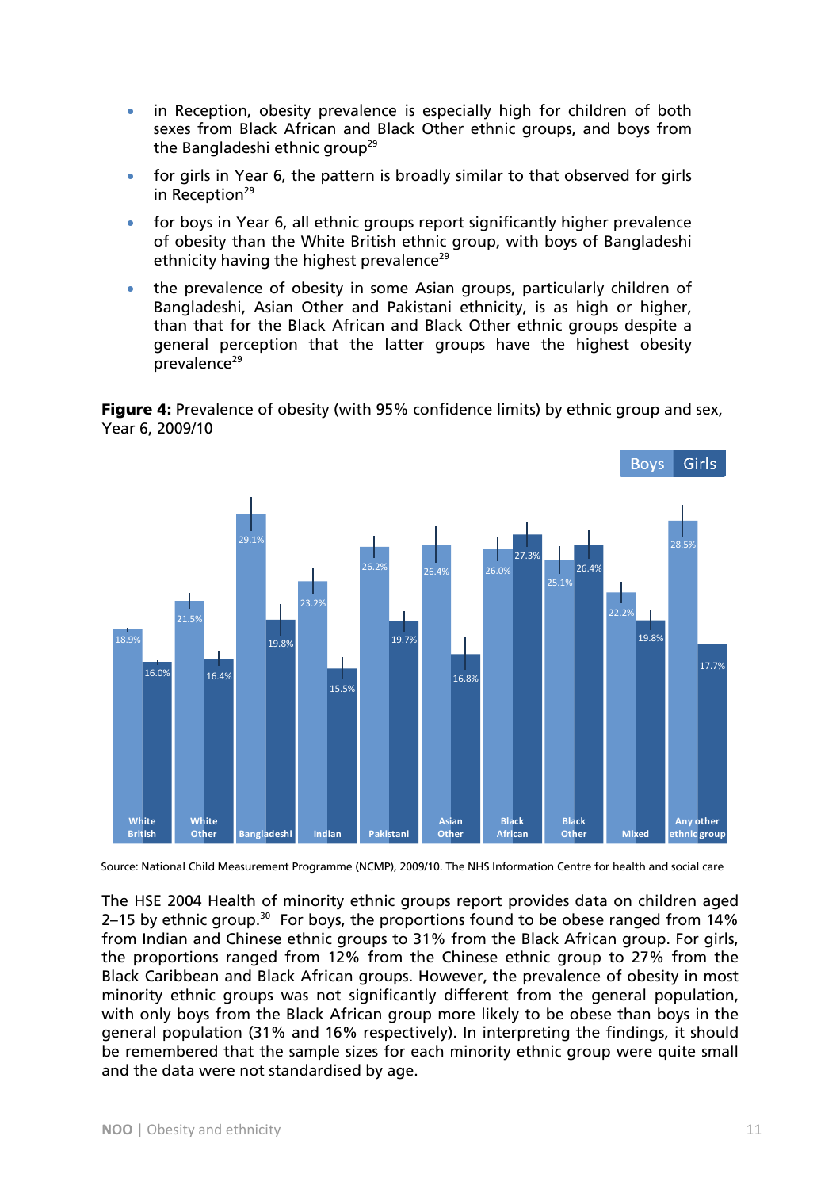- in Reception, obesity prevalence is especially high for children of both sexes from Black African and Black Other ethnic groups, and boys from the Bangladeshi ethnic group[29]
- for girls in Year 6, the pattern is broadly similar to that observed for girls in Reception[29]
- for boys in Year 6, all ethnic groups report significantly higher prevalence of obesity than the White British ethnic group, with boys of Bangladeshi ethnicity having the highest prevalence[29]
- the prevalence of obesity in some Asian groups, particularly children of Bangladeshi, Asian Other and Pakistani ethnicity, is as high or higher, than that for the Black African and Black Other ethnic groups despite a general perception that the latter groups have the highest obesity prevalence[29]

**Figure 4:** Prevalence of obesity (with 95% confidence limits) by ethnic group and sex, Year 6, 2009/10

| Ethnic group | Boys | Girls |
|---|---|---|
| White British | 18.9% | 16.0% |
| White Other | 21.5% | 16.4% |
| Bangladeshi | 29.1% | 19.8% |
| Indian | 23.2% | 15.5% |
| Pakistani | 26.2% | 19.7% |
| Asian Other | 26.4% | 16.8% |
| Black African | 26.0% | 27.3% |
| Black Other | 25.1% | 26.4% |
| Mixed | 22.2% | 19.8% |
| Any other ethnic group | 28.5% | 17.7% |

Source: National Child Measurement Programme (NCMP), 2009/10. The NHS Information Centre for health and social care

The HSE 2004 Health of minority ethnic groups report provides data on children aged 2–15 by ethnic group.[30] For boys, the proportions found to be obese ranged from 14% from Indian and Chinese ethnic groups to 31% from the Black African group. For girls, the proportions ranged from 12% from the Chinese ethnic group to 27% from the Black Caribbean and Black African groups. However, the prevalence of obesity in most minority ethnic groups was not significantly different from the general population, with only boys from the Black African group more likely to be obese than boys in the general population (31% and 16% respectively). In interpreting the findings, it should be remembered that the sample sizes for each minority ethnic group were quite small and the data were not standardised by age.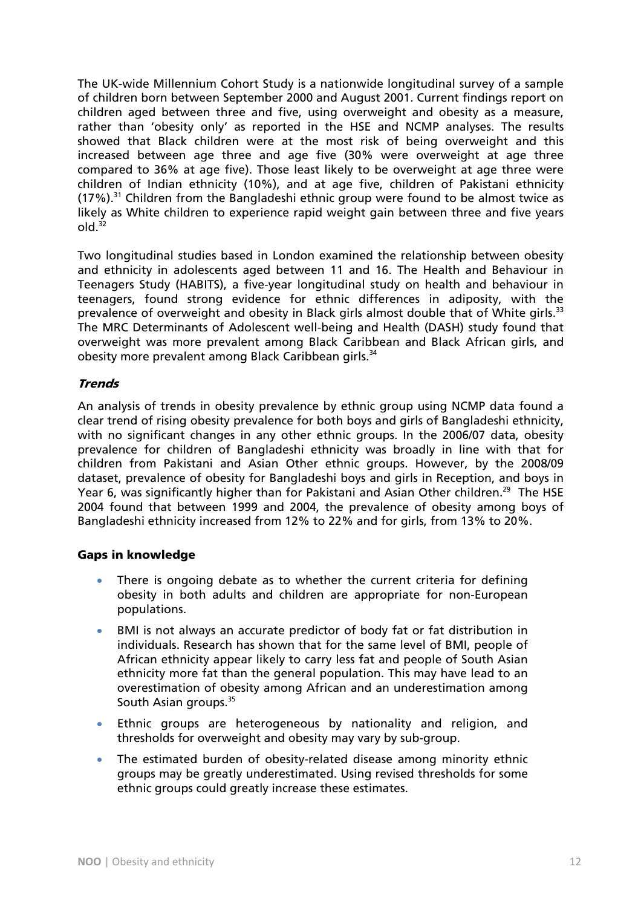The UK-wide Millennium Cohort Study is a nationwide longitudinal survey of a sample of children born between September 2000 and August 2001. Current findings report on children aged between three and five, using overweight and obesity as a measure, rather than 'obesity only' as reported in the HSE and NCMP analyses. The results showed that Black children were at the most risk of being overweight and this increased between age three and age five (30% were overweight at age three compared to 36% at age five). Those least likely to be overweight at age three were children of Indian ethnicity (10%), and at age five, children of Pakistani ethnicity (17%).[31] Children from the Bangladeshi ethnic group were found to be almost twice as likely as White children to experience rapid weight gain between three and five years old.[32]

Two longitudinal studies based in London examined the relationship between obesity and ethnicity in adolescents aged between 11 and 16. The Health and Behaviour in Teenagers Study (HABITS), a five-year longitudinal study on health and behaviour in teenagers, found strong evidence for ethnic differences in adiposity, with the prevalence of overweight and obesity in Black girls almost double that of White girls.[33] The MRC Determinants of Adolescent well-being and Health (DASH) study found that overweight was more prevalent among Black Caribbean and Black African girls, and obesity more prevalent among Black Caribbean girls.[34]

### *Trends*

An analysis of trends in obesity prevalence by ethnic group using NCMP data found a clear trend of rising obesity prevalence for both boys and girls of Bangladeshi ethnicity, with no significant changes in any other ethnic groups. In the 2006/07 data, obesity prevalence for children of Bangladeshi ethnicity was broadly in line with that for children from Pakistani and Asian Other ethnic groups. However, by the 2008/09 dataset, prevalence of obesity for Bangladeshi boys and girls in Reception, and boys in Year 6, was significantly higher than for Pakistani and Asian Other children.[29] The HSE 2004 found that between 1999 and 2004, the prevalence of obesity among boys of Bangladeshi ethnicity increased from 12% to 22% and for girls, from 13% to 20%.

## Gaps in knowledge

- There is ongoing debate as to whether the current criteria for defining obesity in both adults and children are appropriate for non-European populations.
- BMI is not always an accurate predictor of body fat or fat distribution in individuals. Research has shown that for the same level of BMI, people of African ethnicity appear likely to carry less fat and people of South Asian ethnicity more fat than the general population. This may have lead to an overestimation of obesity among African and an underestimation among South Asian groups.[35]
- Ethnic groups are heterogeneous by nationality and religion, and thresholds for overweight and obesity may vary by sub-group.
- The estimated burden of obesity-related disease among minority ethnic groups may be greatly underestimated. Using revised thresholds for some ethnic groups could greatly increase these estimates.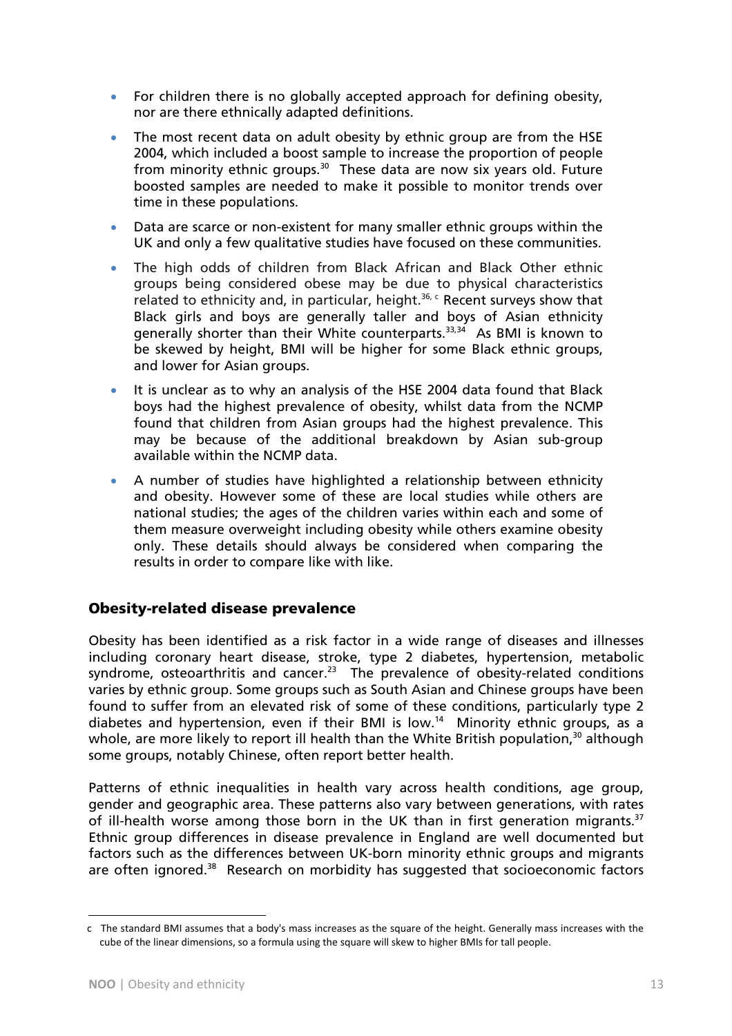- For children there is no globally accepted approach for defining obesity, nor are there ethnically adapted definitions.
- The most recent data on adult obesity by ethnic group are from the HSE 2004, which included a boost sample to increase the proportion of people from minority ethnic groups.[30] These data are now six years old. Future boosted samples are needed to make it possible to monitor trends over time in these populations.
- Data are scarce or non-existent for many smaller ethnic groups within the UK and only a few qualitative studies have focused on these communities.
- The high odds of children from Black African and Black Other ethnic groups being considered obese may be due to physical characteristics related to ethnicity and, in particular, height.[36, c] Recent surveys show that Black girls and boys are generally taller and boys of Asian ethnicity generally shorter than their White counterparts.[33,34] As BMI is known to be skewed by height, BMI will be higher for some Black ethnic groups, and lower for Asian groups.
- It is unclear as to why an analysis of the HSE 2004 data found that Black boys had the highest prevalence of obesity, whilst data from the NCMP found that children from Asian groups had the highest prevalence. This may be because of the additional breakdown by Asian sub-group available within the NCMP data.
- A number of studies have highlighted a relationship between ethnicity and obesity. However some of these are local studies while others are national studies; the ages of the children varies within each and some of them measure overweight including obesity while others examine obesity only. These details should always be considered when comparing the results in order to compare like with like.

## Obesity-related disease prevalence

Obesity has been identified as a risk factor in a wide range of diseases and illnesses including coronary heart disease, stroke, type 2 diabetes, hypertension, metabolic syndrome, osteoarthritis and cancer.[23] The prevalence of obesity-related conditions varies by ethnic group. Some groups such as South Asian and Chinese groups have been found to suffer from an elevated risk of some of these conditions, particularly type 2 diabetes and hypertension, even if their BMI is low.[14] Minority ethnic groups, as a whole, are more likely to report ill health than the White British population,[30] although some groups, notably Chinese, often report better health.

Patterns of ethnic inequalities in health vary across health conditions, age group, gender and geographic area. These patterns also vary between generations, with rates of ill-health worse among those born in the UK than in first generation migrants.[37] Ethnic group differences in disease prevalence in England are well documented but factors such as the differences between UK-born minority ethnic groups and migrants are often ignored.[38] Research on morbidity has suggested that socioeconomic factors

---

c The standard BMI assumes that a body's mass increases as the square of the height. Generally mass increases with the cube of the linear dimensions, so a formula using the square will skew to higher BMIs for tall people.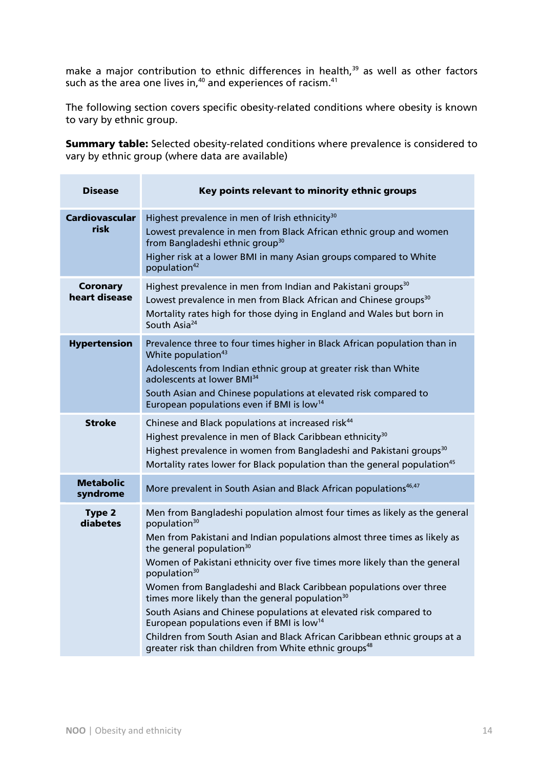make a major contribution to ethnic differences in health,[39] as well as other factors such as the area one lives in,[40] and experiences of racism.[41]

The following section covers specific obesity-related conditions where obesity is known to vary by ethnic group.

**Summary table:** Selected obesity-related conditions where prevalence is considered to vary by ethnic group (where data are available)

| Disease | Key points relevant to minority ethnic groups |
|---|---|
| **Cardiovascular risk** | Highest prevalence in men of Irish ethnicity[30]<br>Lowest prevalence in men from Black African ethnic group and women from Bangladeshi ethnic group[30]<br>Higher risk at a lower BMI in many Asian groups compared to White population[42] |
| **Coronary heart disease** | Highest prevalence in men from Indian and Pakistani groups[30]<br>Lowest prevalence in men from Black African and Chinese groups[30]<br>Mortality rates high for those dying in England and Wales but born in South Asia[24] |
| **Hypertension** | Prevalence three to four times higher in Black African population than in White population[43]<br>Adolescents from Indian ethnic group at greater risk than White adolescents at lower BMI[34]<br>South Asian and Chinese populations at elevated risk compared to European populations even if BMI is low[14] |
| **Stroke** | Chinese and Black populations at increased risk[44]<br>Highest prevalence in men of Black Caribbean ethnicity[30]<br>Highest prevalence in women from Bangladeshi and Pakistani groups[30]<br>Mortality rates lower for Black population than the general population[45] |
| **Metabolic syndrome** | More prevalent in South Asian and Black African populations[46,47] |
| **Type 2 diabetes** | Men from Bangladeshi population almost four times as likely as the general population[30]<br>Men from Pakistani and Indian populations almost three times as likely as the general population[30]<br>Women of Pakistani ethnicity over five times more likely than the general population[30]<br>Women from Bangladeshi and Black Caribbean populations over three times more likely than the general population[30]<br>South Asians and Chinese populations at elevated risk compared to European populations even if BMI is low[14]<br>Children from South Asian and Black African Caribbean ethnic groups at a greater risk than children from White ethnic groups[48] |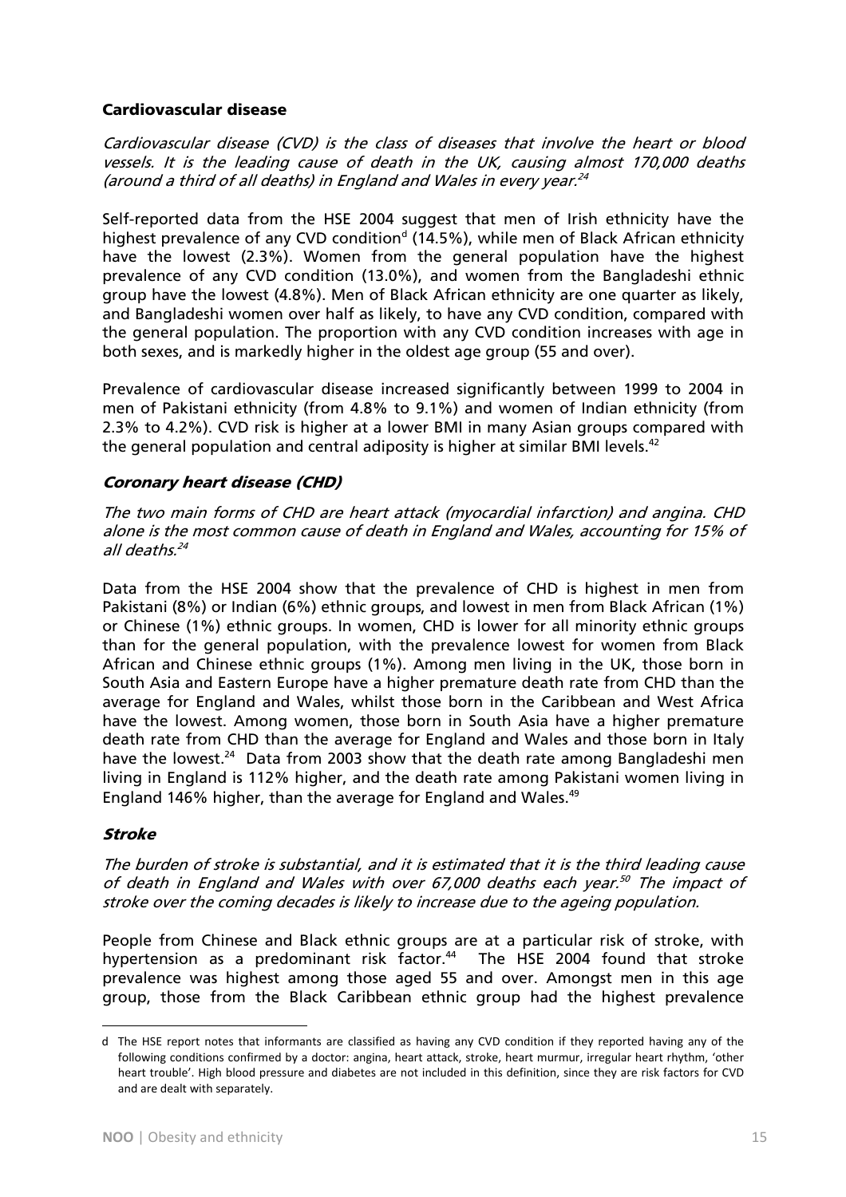## Cardiovascular disease

*Cardiovascular disease (CVD) is the class of diseases that involve the heart or blood vessels. It is the leading cause of death in the UK, causing almost 170,000 deaths (around a third of all deaths) in England and Wales in every year.*[24]

Self-reported data from the HSE 2004 suggest that men of Irish ethnicity have the highest prevalence of any CVD condition[d] (14.5%), while men of Black African ethnicity have the lowest (2.3%). Women from the general population have the highest prevalence of any CVD condition (13.0%), and women from the Bangladeshi ethnic group have the lowest (4.8%). Men of Black African ethnicity are one quarter as likely, and Bangladeshi women over half as likely, to have any CVD condition, compared with the general population. The proportion with any CVD condition increases with age in both sexes, and is markedly higher in the oldest age group (55 and over).

Prevalence of cardiovascular disease increased significantly between 1999 to 2004 in men of Pakistani ethnicity (from 4.8% to 9.1%) and women of Indian ethnicity (from 2.3% to 4.2%). CVD risk is higher at a lower BMI in many Asian groups compared with the general population and central adiposity is higher at similar BMI levels.[42]

### *Coronary heart disease (CHD)*

*The two main forms of CHD are heart attack (myocardial infarction) and angina. CHD alone is the most common cause of death in England and Wales, accounting for 15% of all deaths.*[24]

Data from the HSE 2004 show that the prevalence of CHD is highest in men from Pakistani (8%) or Indian (6%) ethnic groups, and lowest in men from Black African (1%) or Chinese (1%) ethnic groups. In women, CHD is lower for all minority ethnic groups than for the general population, with the prevalence lowest for women from Black African and Chinese ethnic groups (1%). Among men living in the UK, those born in South Asia and Eastern Europe have a higher premature death rate from CHD than the average for England and Wales, whilst those born in the Caribbean and West Africa have the lowest. Among women, those born in South Asia have a higher premature death rate from CHD than the average for England and Wales and those born in Italy have the lowest.[24] Data from 2003 show that the death rate among Bangladeshi men living in England is 112% higher, and the death rate among Pakistani women living in England 146% higher, than the average for England and Wales.[49]

### *Stroke*

*The burden of stroke is substantial, and it is estimated that it is the third leading cause of death in England and Wales with over 67,000 deaths each year.*[50] *The impact of stroke over the coming decades is likely to increase due to the ageing population.*

People from Chinese and Black ethnic groups are at a particular risk of stroke, with hypertension as a predominant risk factor.[44] The HSE 2004 found that stroke prevalence was highest among those aged 55 and over. Amongst men in this age group, those from the Black Caribbean ethnic group had the highest prevalence

---

d The HSE report notes that informants are classified as having any CVD condition if they reported having any of the following conditions confirmed by a doctor: angina, heart attack, stroke, heart murmur, irregular heart rhythm, 'other heart trouble'. High blood pressure and diabetes are not included in this definition, since they are risk factors for CVD and are dealt with separately.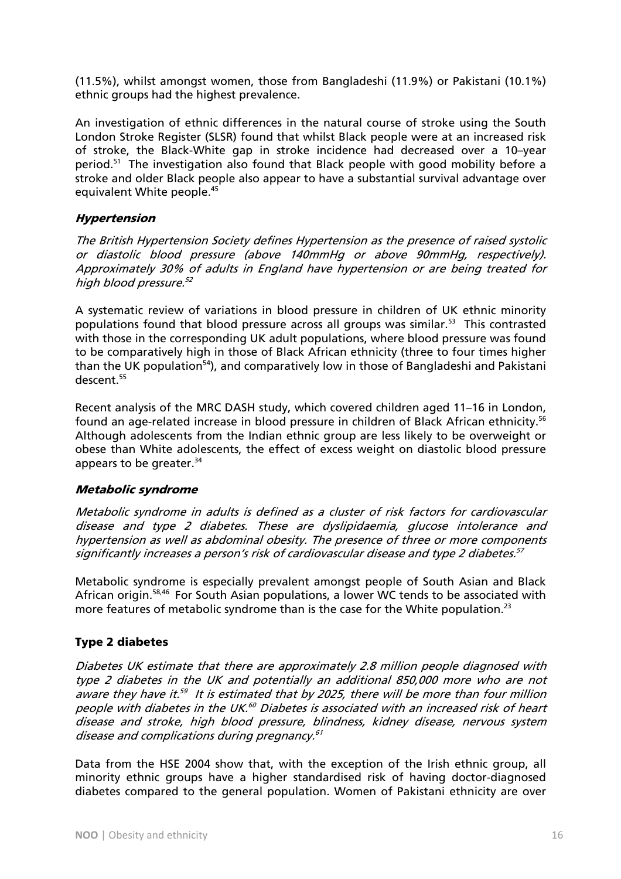(11.5%), whilst amongst women, those from Bangladeshi (11.9%) or Pakistani (10.1%) ethnic groups had the highest prevalence.

An investigation of ethnic differences in the natural course of stroke using the South London Stroke Register (SLSR) found that whilst Black people were at an increased risk of stroke, the Black-White gap in stroke incidence had decreased over a 10–year period.[51] The investigation also found that Black people with good mobility before a stroke and older Black people also appear to have a substantial survival advantage over equivalent White people.[45]

### *Hypertension*

*The British Hypertension Society defines Hypertension as the presence of raised systolic or diastolic blood pressure (above 140mmHg or above 90mmHg, respectively). Approximately 30% of adults in England have hypertension or are being treated for high blood pressure.[52]*

A systematic review of variations in blood pressure in children of UK ethnic minority populations found that blood pressure across all groups was similar.[53] This contrasted with those in the corresponding UK adult populations, where blood pressure was found to be comparatively high in those of Black African ethnicity (three to four times higher than the UK population[54]), and comparatively low in those of Bangladeshi and Pakistani descent.[55]

Recent analysis of the MRC DASH study, which covered children aged 11–16 in London, found an age-related increase in blood pressure in children of Black African ethnicity.[56] Although adolescents from the Indian ethnic group are less likely to be overweight or obese than White adolescents, the effect of excess weight on diastolic blood pressure appears to be greater.[34]

### *Metabolic syndrome*

*Metabolic syndrome in adults is defined as a cluster of risk factors for cardiovascular disease and type 2 diabetes. These are dyslipidaemia, glucose intolerance and hypertension as well as abdominal obesity. The presence of three or more components significantly increases a person's risk of cardiovascular disease and type 2 diabetes.[57]*

Metabolic syndrome is especially prevalent amongst people of South Asian and Black African origin.[58,46] For South Asian populations, a lower WC tends to be associated with more features of metabolic syndrome than is the case for the White population.[23]

## Type 2 diabetes

*Diabetes UK estimate that there are approximately 2.8 million people diagnosed with type 2 diabetes in the UK and potentially an additional 850,000 more who are not aware they have it.[59] It is estimated that by 2025, there will be more than four million people with diabetes in the UK.[60] Diabetes is associated with an increased risk of heart disease and stroke, high blood pressure, blindness, kidney disease, nervous system disease and complications during pregnancy.[61]*

Data from the HSE 2004 show that, with the exception of the Irish ethnic group, all minority ethnic groups have a higher standardised risk of having doctor-diagnosed diabetes compared to the general population. Women of Pakistani ethnicity are over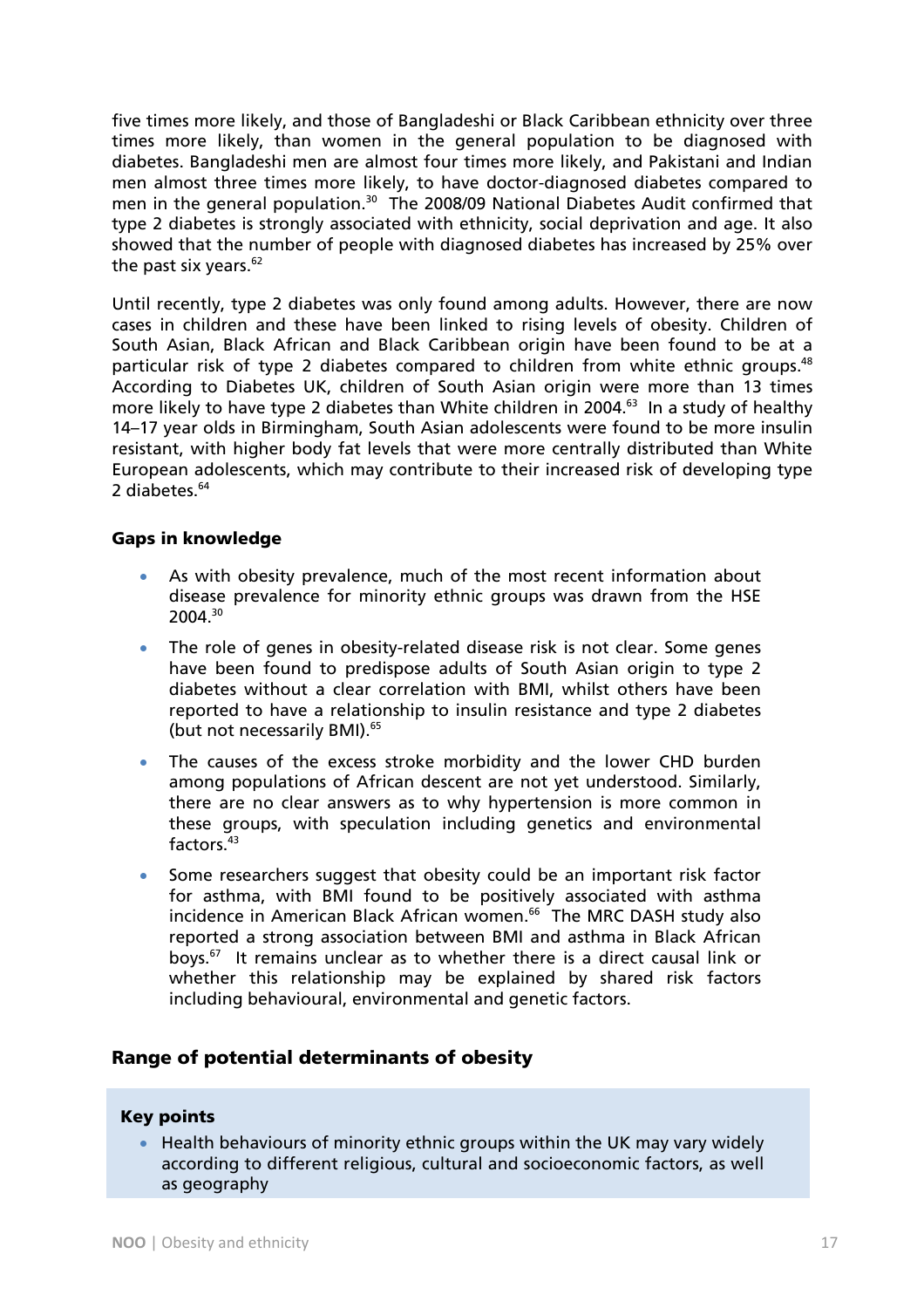five times more likely, and those of Bangladeshi or Black Caribbean ethnicity over three times more likely, than women in the general population to be diagnosed with diabetes. Bangladeshi men are almost four times more likely, and Pakistani and Indian men almost three times more likely, to have doctor-diagnosed diabetes compared to men in the general population.[30] The 2008/09 National Diabetes Audit confirmed that type 2 diabetes is strongly associated with ethnicity, social deprivation and age. It also showed that the number of people with diagnosed diabetes has increased by 25% over the past six years.[62]

Until recently, type 2 diabetes was only found among adults. However, there are now cases in children and these have been linked to rising levels of obesity. Children of South Asian, Black African and Black Caribbean origin have been found to be at a particular risk of type 2 diabetes compared to children from white ethnic groups.[48] According to Diabetes UK, children of South Asian origin were more than 13 times more likely to have type 2 diabetes than White children in 2004.[63] In a study of healthy 14–17 year olds in Birmingham, South Asian adolescents were found to be more insulin resistant, with higher body fat levels that were more centrally distributed than White European adolescents, which may contribute to their increased risk of developing type 2 diabetes.[64]

### Gaps in knowledge

- As with obesity prevalence, much of the most recent information about disease prevalence for minority ethnic groups was drawn from the HSE 2004.[30]
- The role of genes in obesity-related disease risk is not clear. Some genes have been found to predispose adults of South Asian origin to type 2 diabetes without a clear correlation with BMI, whilst others have been reported to have a relationship to insulin resistance and type 2 diabetes (but not necessarily BMI).[65]
- The causes of the excess stroke morbidity and the lower CHD burden among populations of African descent are not yet understood. Similarly, there are no clear answers as to why hypertension is more common in these groups, with speculation including genetics and environmental factors.[43]
- Some researchers suggest that obesity could be an important risk factor for asthma, with BMI found to be positively associated with asthma incidence in American Black African women.[66] The MRC DASH study also reported a strong association between BMI and asthma in Black African boys.[67] It remains unclear as to whether there is a direct causal link or whether this relationship may be explained by shared risk factors including behavioural, environmental and genetic factors.

## Range of potential determinants of obesity

**Key points**

- Health behaviours of minority ethnic groups within the UK may vary widely according to different religious, cultural and socioeconomic factors, as well as geography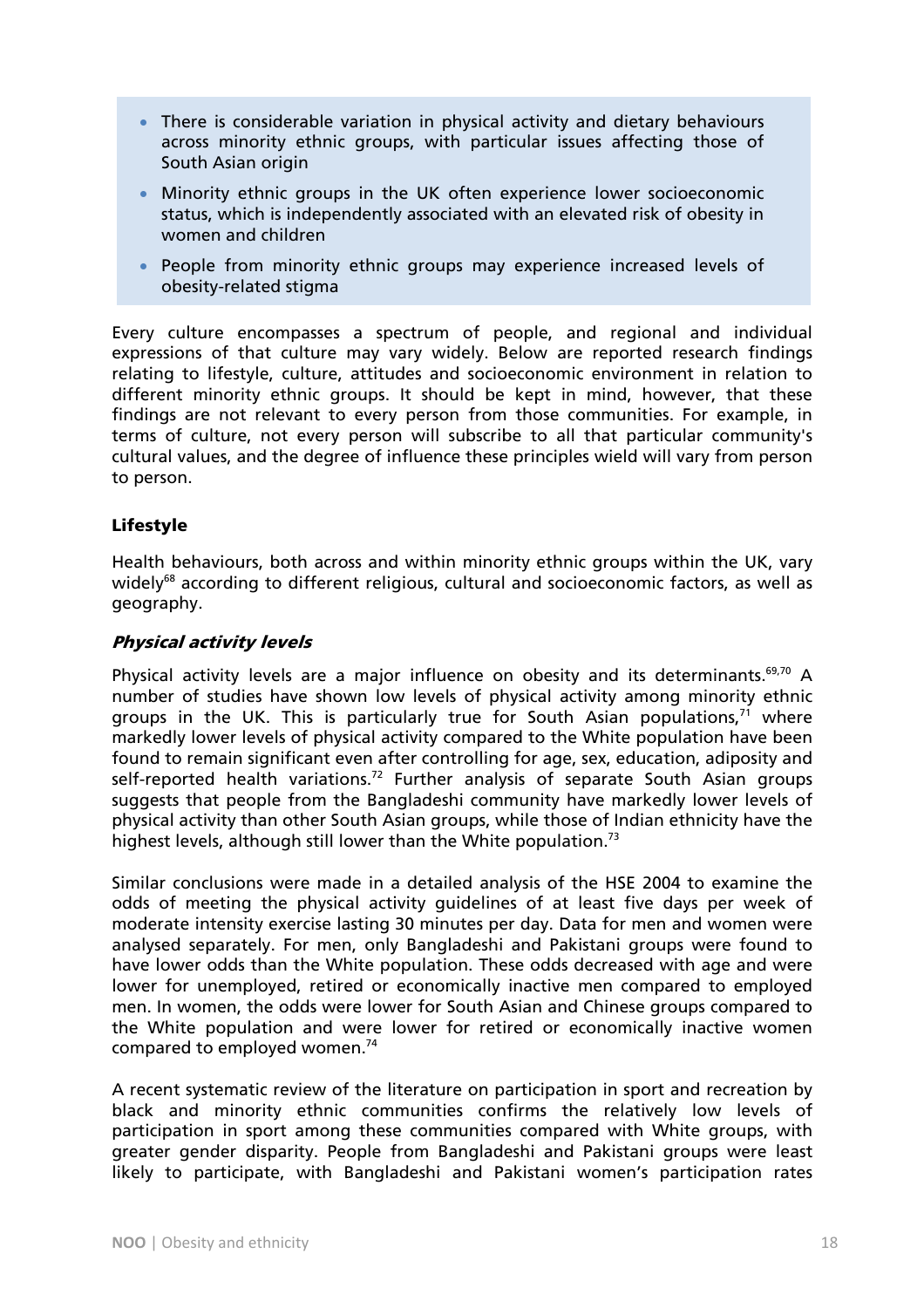- There is considerable variation in physical activity and dietary behaviours across minority ethnic groups, with particular issues affecting those of South Asian origin
- Minority ethnic groups in the UK often experience lower socioeconomic status, which is independently associated with an elevated risk of obesity in women and children
- People from minority ethnic groups may experience increased levels of obesity-related stigma

Every culture encompasses a spectrum of people, and regional and individual expressions of that culture may vary widely. Below are reported research findings relating to lifestyle, culture, attitudes and socioeconomic environment in relation to different minority ethnic groups. It should be kept in mind, however, that these findings are not relevant to every person from those communities. For example, in terms of culture, not every person will subscribe to all that particular community's cultural values, and the degree of influence these principles wield will vary from person to person.

### Lifestyle

Health behaviours, both across and within minority ethnic groups within the UK, vary widely[68] according to different religious, cultural and socioeconomic factors, as well as geography.

#### *Physical activity levels*

Physical activity levels are a major influence on obesity and its determinants.[69,70] A number of studies have shown low levels of physical activity among minority ethnic groups in the UK. This is particularly true for South Asian populations,[71] where markedly lower levels of physical activity compared to the White population have been found to remain significant even after controlling for age, sex, education, adiposity and self-reported health variations.[72] Further analysis of separate South Asian groups suggests that people from the Bangladeshi community have markedly lower levels of physical activity than other South Asian groups, while those of Indian ethnicity have the highest levels, although still lower than the White population.[73]

Similar conclusions were made in a detailed analysis of the HSE 2004 to examine the odds of meeting the physical activity guidelines of at least five days per week of moderate intensity exercise lasting 30 minutes per day. Data for men and women were analysed separately. For men, only Bangladeshi and Pakistani groups were found to have lower odds than the White population. These odds decreased with age and were lower for unemployed, retired or economically inactive men compared to employed men. In women, the odds were lower for South Asian and Chinese groups compared to the White population and were lower for retired or economically inactive women compared to employed women.[74]

A recent systematic review of the literature on participation in sport and recreation by black and minority ethnic communities confirms the relatively low levels of participation in sport among these communities compared with White groups, with greater gender disparity. People from Bangladeshi and Pakistani groups were least likely to participate, with Bangladeshi and Pakistani women's participation rates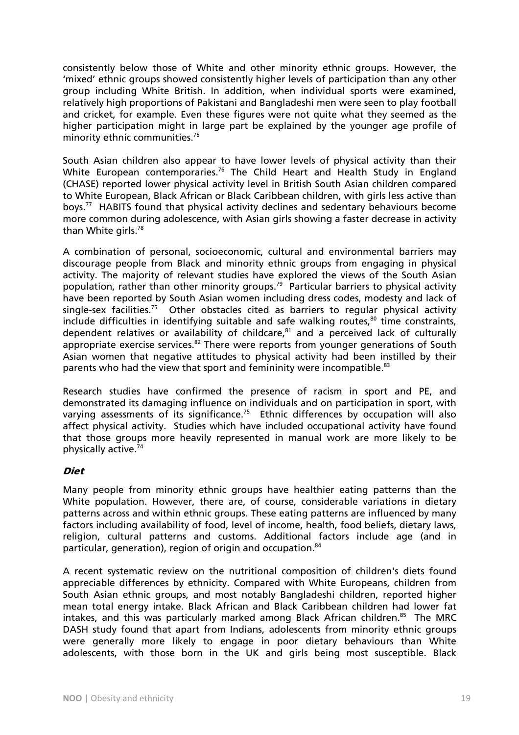consistently below those of White and other minority ethnic groups. However, the 'mixed' ethnic groups showed consistently higher levels of participation than any other group including White British. In addition, when individual sports were examined, relatively high proportions of Pakistani and Bangladeshi men were seen to play football and cricket, for example. Even these figures were not quite what they seemed as the higher participation might in large part be explained by the younger age profile of minority ethnic communities.[75]

South Asian children also appear to have lower levels of physical activity than their White European contemporaries.[76] The Child Heart and Health Study in England (CHASE) reported lower physical activity level in British South Asian children compared to White European, Black African or Black Caribbean children, with girls less active than boys.[77] HABITS found that physical activity declines and sedentary behaviours become more common during adolescence, with Asian girls showing a faster decrease in activity than White girls.[78]

A combination of personal, socioeconomic, cultural and environmental barriers may discourage people from Black and minority ethnic groups from engaging in physical activity. The majority of relevant studies have explored the views of the South Asian population, rather than other minority groups.[79] Particular barriers to physical activity have been reported by South Asian women including dress codes, modesty and lack of single-sex facilities.[75] Other obstacles cited as barriers to regular physical activity include difficulties in identifying suitable and safe walking routes,[80] time constraints, dependent relatives or availability of childcare,[81] and a perceived lack of culturally appropriate exercise services.[82] There were reports from younger generations of South Asian women that negative attitudes to physical activity had been instilled by their parents who had the view that sport and femininity were incompatible.[83]

Research studies have confirmed the presence of racism in sport and PE, and demonstrated its damaging influence on individuals and on participation in sport, with varying assessments of its significance.[75] Ethnic differences by occupation will also affect physical activity. Studies which have included occupational activity have found that those groups more heavily represented in manual work are more likely to be physically active.[74]

### *Diet*

Many people from minority ethnic groups have healthier eating patterns than the White population. However, there are, of course, considerable variations in dietary patterns across and within ethnic groups. These eating patterns are influenced by many factors including availability of food, level of income, health, food beliefs, dietary laws, religion, cultural patterns and customs. Additional factors include age (and in particular, generation), region of origin and occupation.[84]

A recent systematic review on the nutritional composition of children's diets found appreciable differences by ethnicity. Compared with White Europeans, children from South Asian ethnic groups, and most notably Bangladeshi children, reported higher mean total energy intake. Black African and Black Caribbean children had lower fat intakes, and this was particularly marked among Black African children.[85] The MRC DASH study found that apart from Indians, adolescents from minority ethnic groups were generally more likely to engage in poor dietary behaviours than White adolescents, with those born in the UK and girls being most susceptible. Black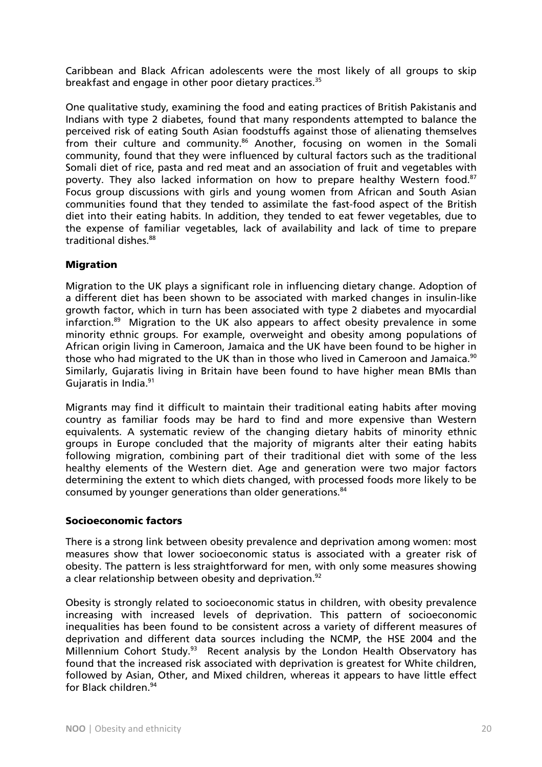Caribbean and Black African adolescents were the most likely of all groups to skip breakfast and engage in other poor dietary practices.[35]

One qualitative study, examining the food and eating practices of British Pakistanis and Indians with type 2 diabetes, found that many respondents attempted to balance the perceived risk of eating South Asian foodstuffs against those of alienating themselves from their culture and community.[86] Another, focusing on women in the Somali community, found that they were influenced by cultural factors such as the traditional Somali diet of rice, pasta and red meat and an association of fruit and vegetables with poverty. They also lacked information on how to prepare healthy Western food.[87] Focus group discussions with girls and young women from African and South Asian communities found that they tended to assimilate the fast-food aspect of the British diet into their eating habits. In addition, they tended to eat fewer vegetables, due to the expense of familiar vegetables, lack of availability and lack of time to prepare traditional dishes.[88]

### Migration

Migration to the UK plays a significant role in influencing dietary change. Adoption of a different diet has been shown to be associated with marked changes in insulin-like growth factor, which in turn has been associated with type 2 diabetes and myocardial infarction.[89] Migration to the UK also appears to affect obesity prevalence in some minority ethnic groups. For example, overweight and obesity among populations of African origin living in Cameroon, Jamaica and the UK have been found to be higher in those who had migrated to the UK than in those who lived in Cameroon and Jamaica.[90] Similarly, Gujaratis living in Britain have been found to have higher mean BMIs than Gujaratis in India.[91]

Migrants may find it difficult to maintain their traditional eating habits after moving country as familiar foods may be hard to find and more expensive than Western equivalents. A systematic review of the changing dietary habits of minority ethnic groups in Europe concluded that the majority of migrants alter their eating habits following migration, combining part of their traditional diet with some of the less healthy elements of the Western diet. Age and generation were two major factors determining the extent to which diets changed, with processed foods more likely to be consumed by younger generations than older generations.[84]

### Socioeconomic factors

There is a strong link between obesity prevalence and deprivation among women: most measures show that lower socioeconomic status is associated with a greater risk of obesity. The pattern is less straightforward for men, with only some measures showing a clear relationship between obesity and deprivation.[92]

Obesity is strongly related to socioeconomic status in children, with obesity prevalence increasing with increased levels of deprivation. This pattern of socioeconomic inequalities has been found to be consistent across a variety of different measures of deprivation and different data sources including the NCMP, the HSE 2004 and the Millennium Cohort Study.[93] Recent analysis by the London Health Observatory has found that the increased risk associated with deprivation is greatest for White children, followed by Asian, Other, and Mixed children, whereas it appears to have little effect for Black children.[94]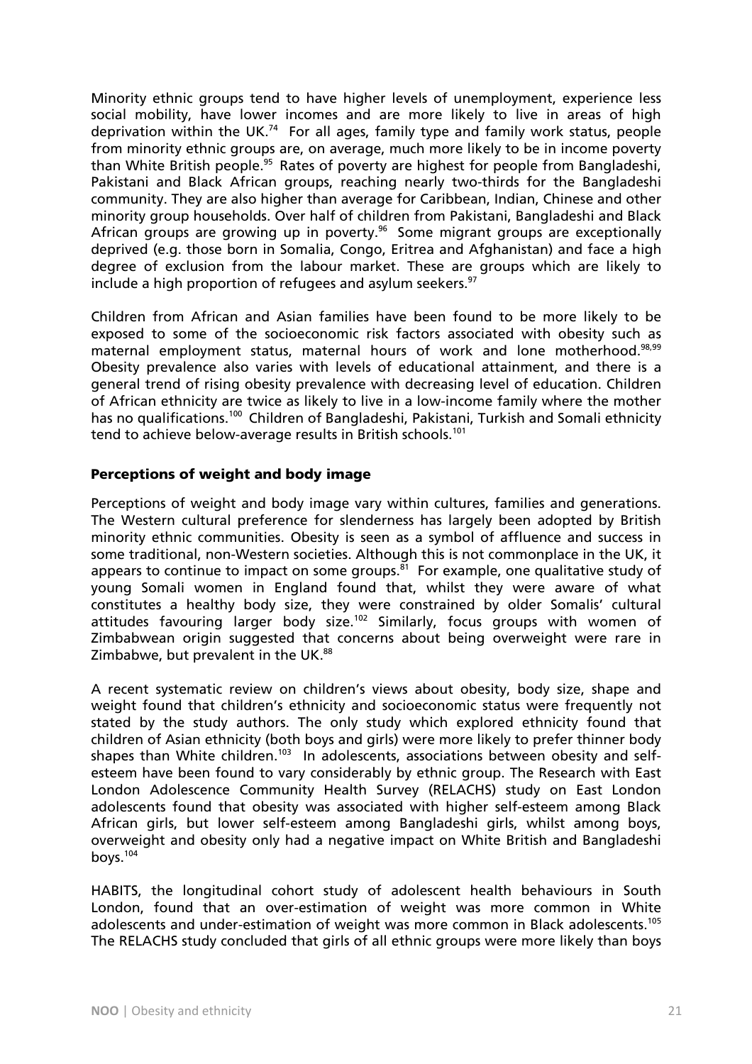Minority ethnic groups tend to have higher levels of unemployment, experience less social mobility, have lower incomes and are more likely to live in areas of high deprivation within the UK.[74] For all ages, family type and family work status, people from minority ethnic groups are, on average, much more likely to be in income poverty than White British people.[95] Rates of poverty are highest for people from Bangladeshi, Pakistani and Black African groups, reaching nearly two-thirds for the Bangladeshi community. They are also higher than average for Caribbean, Indian, Chinese and other minority group households. Over half of children from Pakistani, Bangladeshi and Black African groups are growing up in poverty.[96] Some migrant groups are exceptionally deprived (e.g. those born in Somalia, Congo, Eritrea and Afghanistan) and face a high degree of exclusion from the labour market. These are groups which are likely to include a high proportion of refugees and asylum seekers.[97]

Children from African and Asian families have been found to be more likely to be exposed to some of the socioeconomic risk factors associated with obesity such as maternal employment status, maternal hours of work and lone motherhood.[98,99] Obesity prevalence also varies with levels of educational attainment, and there is a general trend of rising obesity prevalence with decreasing level of education. Children of African ethnicity are twice as likely to live in a low-income family where the mother has no qualifications.[100] Children of Bangladeshi, Pakistani, Turkish and Somali ethnicity tend to achieve below-average results in British schools.[101]

## Perceptions of weight and body image

Perceptions of weight and body image vary within cultures, families and generations. The Western cultural preference for slenderness has largely been adopted by British minority ethnic communities. Obesity is seen as a symbol of affluence and success in some traditional, non-Western societies. Although this is not commonplace in the UK, it appears to continue to impact on some groups.[81] For example, one qualitative study of young Somali women in England found that, whilst they were aware of what constitutes a healthy body size, they were constrained by older Somalis' cultural attitudes favouring larger body size.[102] Similarly, focus groups with women of Zimbabwean origin suggested that concerns about being overweight were rare in Zimbabwe, but prevalent in the UK.[88]

A recent systematic review on children's views about obesity, body size, shape and weight found that children's ethnicity and socioeconomic status were frequently not stated by the study authors. The only study which explored ethnicity found that children of Asian ethnicity (both boys and girls) were more likely to prefer thinner body shapes than White children.[103] In adolescents, associations between obesity and self-esteem have been found to vary considerably by ethnic group. The Research with East London Adolescence Community Health Survey (RELACHS) study on East London adolescents found that obesity was associated with higher self-esteem among Black African girls, but lower self-esteem among Bangladeshi girls, whilst among boys, overweight and obesity only had a negative impact on White British and Bangladeshi boys.[104]

HABITS, the longitudinal cohort study of adolescent health behaviours in South London, found that an over-estimation of weight was more common in White adolescents and under-estimation of weight was more common in Black adolescents.[105] The RELACHS study concluded that girls of all ethnic groups were more likely than boys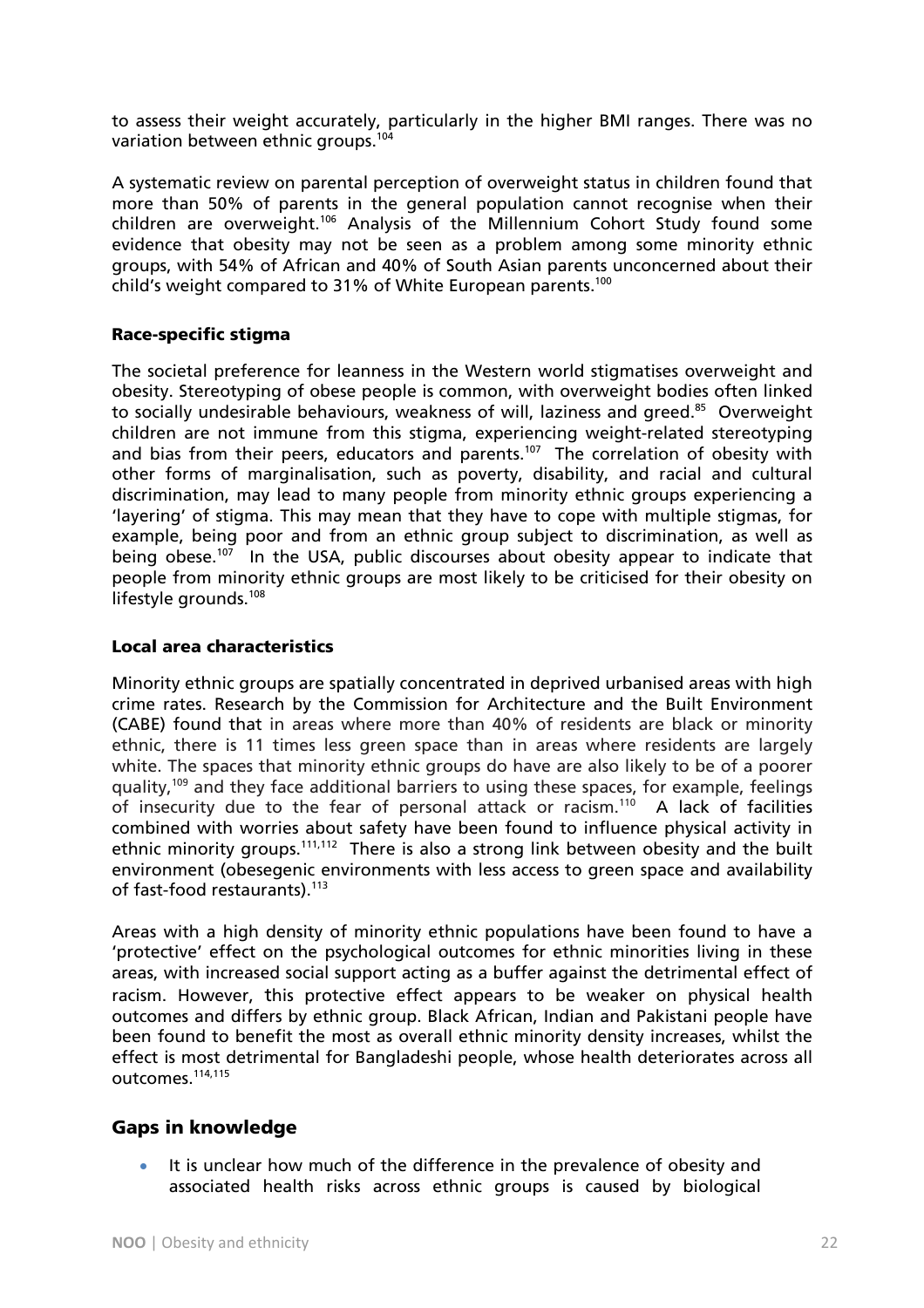to assess their weight accurately, particularly in the higher BMI ranges. There was no variation between ethnic groups.[104]

A systematic review on parental perception of overweight status in children found that more than 50% of parents in the general population cannot recognise when their children are overweight.[106] Analysis of the Millennium Cohort Study found some evidence that obesity may not be seen as a problem among some minority ethnic groups, with 54% of African and 40% of South Asian parents unconcerned about their child's weight compared to 31% of White European parents.[100]

### Race-specific stigma

The societal preference for leanness in the Western world stigmatises overweight and obesity. Stereotyping of obese people is common, with overweight bodies often linked to socially undesirable behaviours, weakness of will, laziness and greed.[85] Overweight children are not immune from this stigma, experiencing weight-related stereotyping and bias from their peers, educators and parents.[107] The correlation of obesity with other forms of marginalisation, such as poverty, disability, and racial and cultural discrimination, may lead to many people from minority ethnic groups experiencing a 'layering' of stigma. This may mean that they have to cope with multiple stigmas, for example, being poor and from an ethnic group subject to discrimination, as well as being obese.[107] In the USA, public discourses about obesity appear to indicate that people from minority ethnic groups are most likely to be criticised for their obesity on lifestyle grounds.[108]

### Local area characteristics

Minority ethnic groups are spatially concentrated in deprived urbanised areas with high crime rates. Research by the Commission for Architecture and the Built Environment (CABE) found that in areas where more than 40% of residents are black or minority ethnic, there is 11 times less green space than in areas where residents are largely white. The spaces that minority ethnic groups do have are also likely to be of a poorer quality,[109] and they face additional barriers to using these spaces, for example, feelings of insecurity due to the fear of personal attack or racism.[110] A lack of facilities combined with worries about safety have been found to influence physical activity in ethnic minority groups.[111,112] There is also a strong link between obesity and the built environment (obesegenic environments with less access to green space and availability of fast-food restaurants).[113]

Areas with a high density of minority ethnic populations have been found to have a 'protective' effect on the psychological outcomes for ethnic minorities living in these areas, with increased social support acting as a buffer against the detrimental effect of racism. However, this protective effect appears to be weaker on physical health outcomes and differs by ethnic group. Black African, Indian and Pakistani people have been found to benefit the most as overall ethnic minority density increases, whilst the effect is most detrimental for Bangladeshi people, whose health deteriorates across all outcomes.[114,115]

## Gaps in knowledge

- It is unclear how much of the difference in the prevalence of obesity and associated health risks across ethnic groups is caused by biological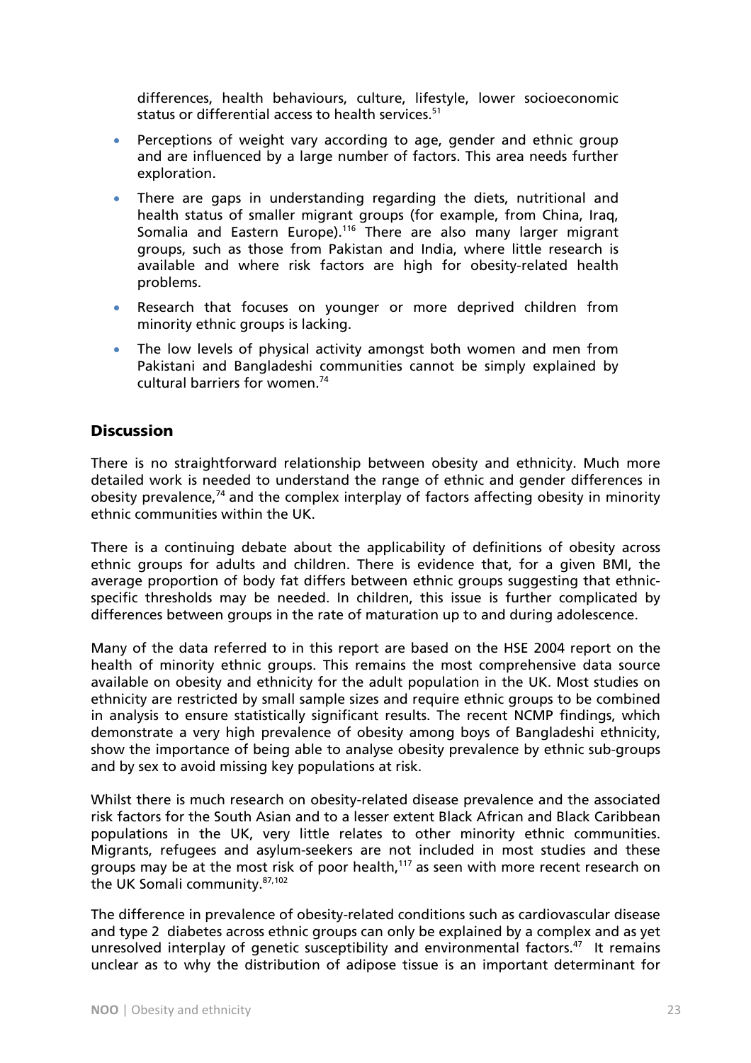differences, health behaviours, culture, lifestyle, lower socioeconomic status or differential access to health services.[51]

- Perceptions of weight vary according to age, gender and ethnic group and are influenced by a large number of factors. This area needs further exploration.
- There are gaps in understanding regarding the diets, nutritional and health status of smaller migrant groups (for example, from China, Iraq, Somalia and Eastern Europe).[116] There are also many larger migrant groups, such as those from Pakistan and India, where little research is available and where risk factors are high for obesity-related health problems.
- Research that focuses on younger or more deprived children from minority ethnic groups is lacking.
- The low levels of physical activity amongst both women and men from Pakistani and Bangladeshi communities cannot be simply explained by cultural barriers for women.[74]

## Discussion

There is no straightforward relationship between obesity and ethnicity. Much more detailed work is needed to understand the range of ethnic and gender differences in obesity prevalence,[74] and the complex interplay of factors affecting obesity in minority ethnic communities within the UK.

There is a continuing debate about the applicability of definitions of obesity across ethnic groups for adults and children. There is evidence that, for a given BMI, the average proportion of body fat differs between ethnic groups suggesting that ethnic-specific thresholds may be needed. In children, this issue is further complicated by differences between groups in the rate of maturation up to and during adolescence.

Many of the data referred to in this report are based on the HSE 2004 report on the health of minority ethnic groups. This remains the most comprehensive data source available on obesity and ethnicity for the adult population in the UK. Most studies on ethnicity are restricted by small sample sizes and require ethnic groups to be combined in analysis to ensure statistically significant results. The recent NCMP findings, which demonstrate a very high prevalence of obesity among boys of Bangladeshi ethnicity, show the importance of being able to analyse obesity prevalence by ethnic sub-groups and by sex to avoid missing key populations at risk.

Whilst there is much research on obesity-related disease prevalence and the associated risk factors for the South Asian and to a lesser extent Black African and Black Caribbean populations in the UK, very little relates to other minority ethnic communities. Migrants, refugees and asylum-seekers are not included in most studies and these groups may be at the most risk of poor health,[117] as seen with more recent research on the UK Somali community.[87,102]

The difference in prevalence of obesity-related conditions such as cardiovascular disease and type 2 diabetes across ethnic groups can only be explained by a complex and as yet unresolved interplay of genetic susceptibility and environmental factors.[47] It remains unclear as to why the distribution of adipose tissue is an important determinant for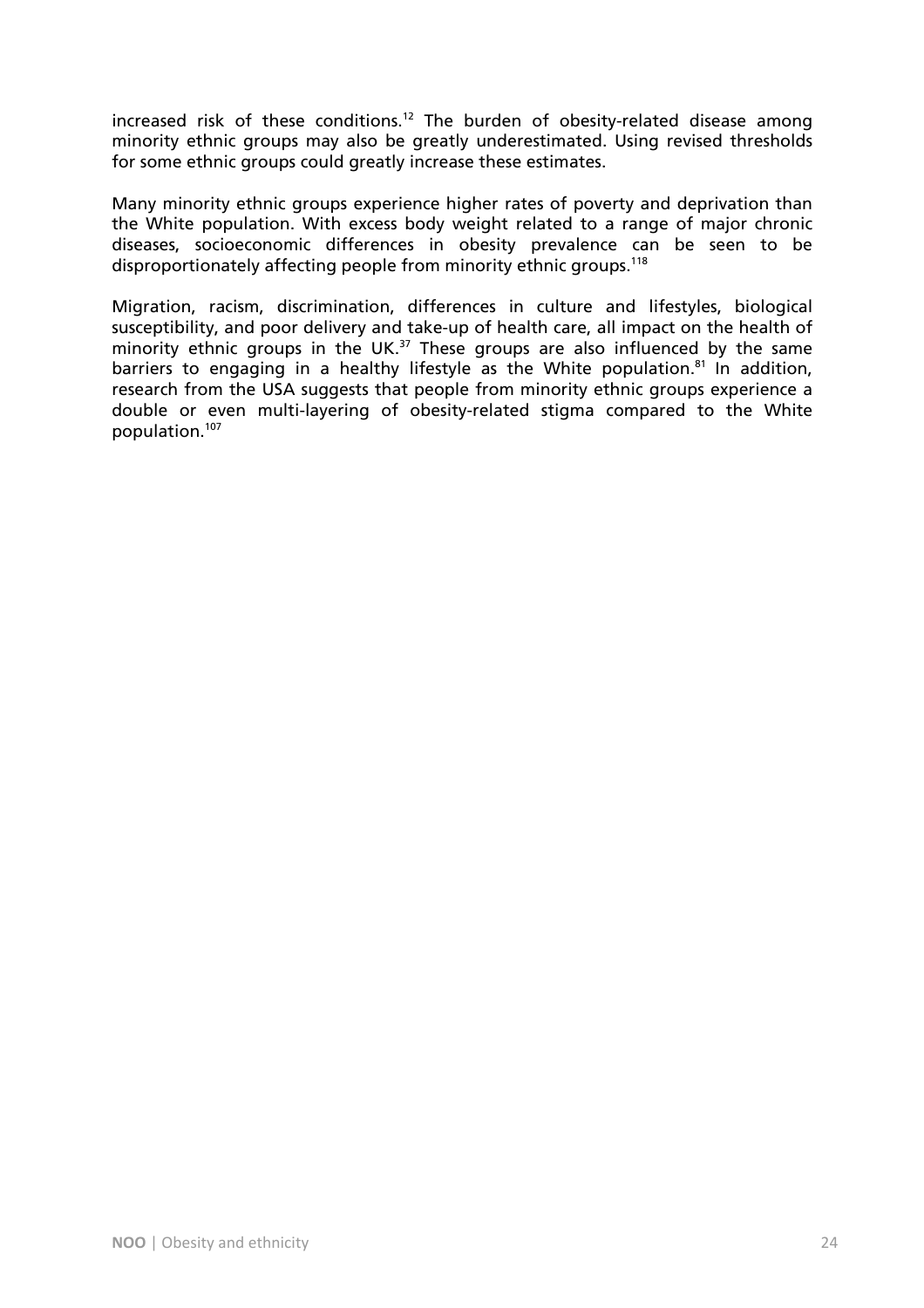increased risk of these conditions.[12] The burden of obesity-related disease among minority ethnic groups may also be greatly underestimated. Using revised thresholds for some ethnic groups could greatly increase these estimates.

Many minority ethnic groups experience higher rates of poverty and deprivation than the White population. With excess body weight related to a range of major chronic diseases, socioeconomic differences in obesity prevalence can be seen to be disproportionately affecting people from minority ethnic groups.[118]

Migration, racism, discrimination, differences in culture and lifestyles, biological susceptibility, and poor delivery and take-up of health care, all impact on the health of minority ethnic groups in the UK.[37] These groups are also influenced by the same barriers to engaging in a healthy lifestyle as the White population.[81] In addition, research from the USA suggests that people from minority ethnic groups experience a double or even multi-layering of obesity-related stigma compared to the White population.[107]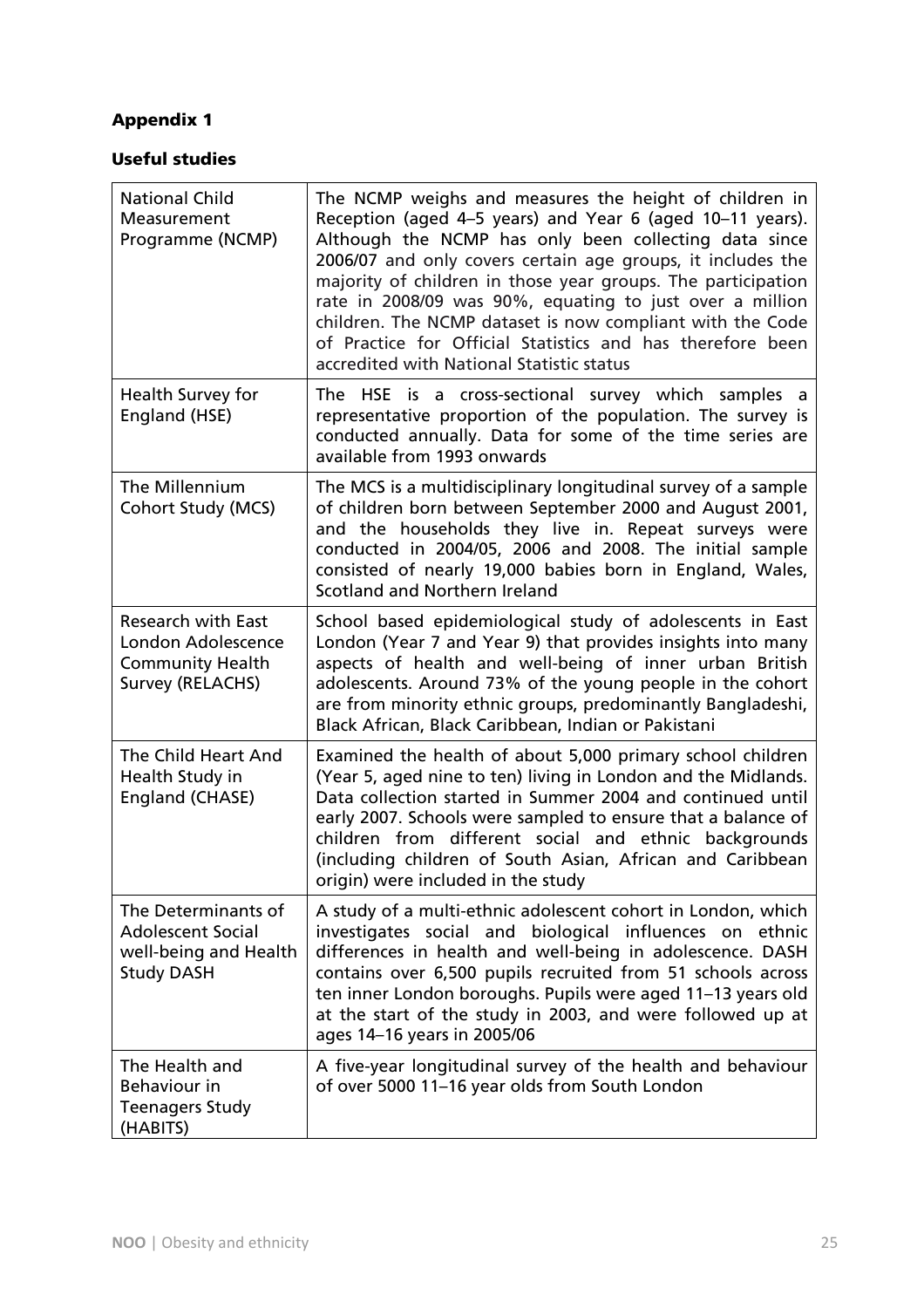## Appendix 1

### Useful studies

| Study | Description |
|---|---|
| National Child Measurement Programme (NCMP) | The NCMP weighs and measures the height of children in Reception (aged 4–5 years) and Year 6 (aged 10–11 years). Although the NCMP has only been collecting data since 2006/07 and only covers certain age groups, it includes the majority of children in those year groups. The participation rate in 2008/09 was 90%, equating to just over a million children. The NCMP dataset is now compliant with the Code of Practice for Official Statistics and has therefore been accredited with National Statistic status |
| Health Survey for England (HSE) | The HSE is a cross-sectional survey which samples a representative proportion of the population. The survey is conducted annually. Data for some of the time series are available from 1993 onwards |
| The Millennium Cohort Study (MCS) | The MCS is a multidisciplinary longitudinal survey of a sample of children born between September 2000 and August 2001, and the households they live in. Repeat surveys were conducted in 2004/05, 2006 and 2008. The initial sample consisted of nearly 19,000 babies born in England, Wales, Scotland and Northern Ireland |
| Research with East London Adolescence Community Health Survey (RELACHS) | School based epidemiological study of adolescents in East London (Year 7 and Year 9) that provides insights into many aspects of health and well-being of inner urban British adolescents. Around 73% of the young people in the cohort are from minority ethnic groups, predominantly Bangladeshi, Black African, Black Caribbean, Indian or Pakistani |
| The Child Heart And Health Study in England (CHASE) | Examined the health of about 5,000 primary school children (Year 5, aged nine to ten) living in London and the Midlands. Data collection started in Summer 2004 and continued until early 2007. Schools were sampled to ensure that a balance of children from different social and ethnic backgrounds (including children of South Asian, African and Caribbean origin) were included in the study |
| The Determinants of Adolescent Social well-being and Health Study DASH | A study of a multi-ethnic adolescent cohort in London, which investigates social and biological influences on ethnic differences in health and well-being in adolescence. DASH contains over 6,500 pupils recruited from 51 schools across ten inner London boroughs. Pupils were aged 11–13 years old at the start of the study in 2003, and were followed up at ages 14–16 years in 2005/06 |
| The Health and Behaviour in Teenagers Study (HABITS) | A five-year longitudinal survey of the health and behaviour of over 5000 11–16 year olds from South London |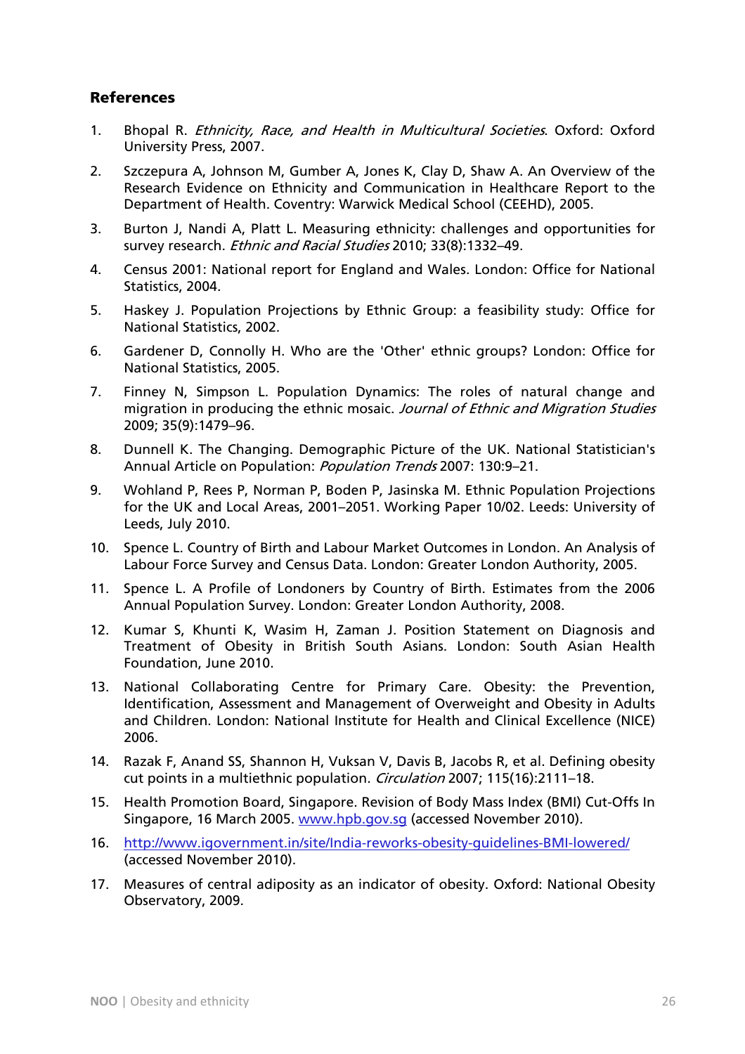## References

1. Bhopal R. *Ethnicity, Race, and Health in Multicultural Societies*. Oxford: Oxford University Press, 2007.
2. Szczepura A, Johnson M, Gumber A, Jones K, Clay D, Shaw A. An Overview of the Research Evidence on Ethnicity and Communication in Healthcare Report to the Department of Health. Coventry: Warwick Medical School (CEEHD), 2005.
3. Burton J, Nandi A, Platt L. Measuring ethnicity: challenges and opportunities for survey research. *Ethnic and Racial Studies* 2010; 33(8):1332–49.
4. Census 2001: National report for England and Wales. London: Office for National Statistics, 2004.
5. Haskey J. Population Projections by Ethnic Group: a feasibility study: Office for National Statistics, 2002.
6. Gardener D, Connolly H. Who are the 'Other' ethnic groups? London: Office for National Statistics, 2005.
7. Finney N, Simpson L. Population Dynamics: The roles of natural change and migration in producing the ethnic mosaic. *Journal of Ethnic and Migration Studies* 2009; 35(9):1479–96.
8. Dunnell K. The Changing. Demographic Picture of the UK. National Statistician's Annual Article on Population: *Population Trends* 2007: 130:9–21.
9. Wohland P, Rees P, Norman P, Boden P, Jasinska M. Ethnic Population Projections for the UK and Local Areas, 2001–2051. Working Paper 10/02. Leeds: University of Leeds, July 2010.
10. Spence L. Country of Birth and Labour Market Outcomes in London. An Analysis of Labour Force Survey and Census Data. London: Greater London Authority, 2005.
11. Spence L. A Profile of Londoners by Country of Birth. Estimates from the 2006 Annual Population Survey. London: Greater London Authority, 2008.
12. Kumar S, Khunti K, Wasim H, Zaman J. Position Statement on Diagnosis and Treatment of Obesity in British South Asians. London: South Asian Health Foundation, June 2010.
13. National Collaborating Centre for Primary Care. Obesity: the Prevention, Identification, Assessment and Management of Overweight and Obesity in Adults and Children. London: National Institute for Health and Clinical Excellence (NICE) 2006.
14. Razak F, Anand SS, Shannon H, Vuksan V, Davis B, Jacobs R, et al. Defining obesity cut points in a multiethnic population. *Circulation* 2007; 115(16):2111–18.
15. Health Promotion Board, Singapore. Revision of Body Mass Index (BMI) Cut-Offs In Singapore, 16 March 2005. www.hpb.gov.sg (accessed November 2010).
16. http://www.igovernment.in/site/India-reworks-obesity-guidelines-BMI-lowered/ (accessed November 2010).
17. Measures of central adiposity as an indicator of obesity. Oxford: National Obesity Observatory, 2009.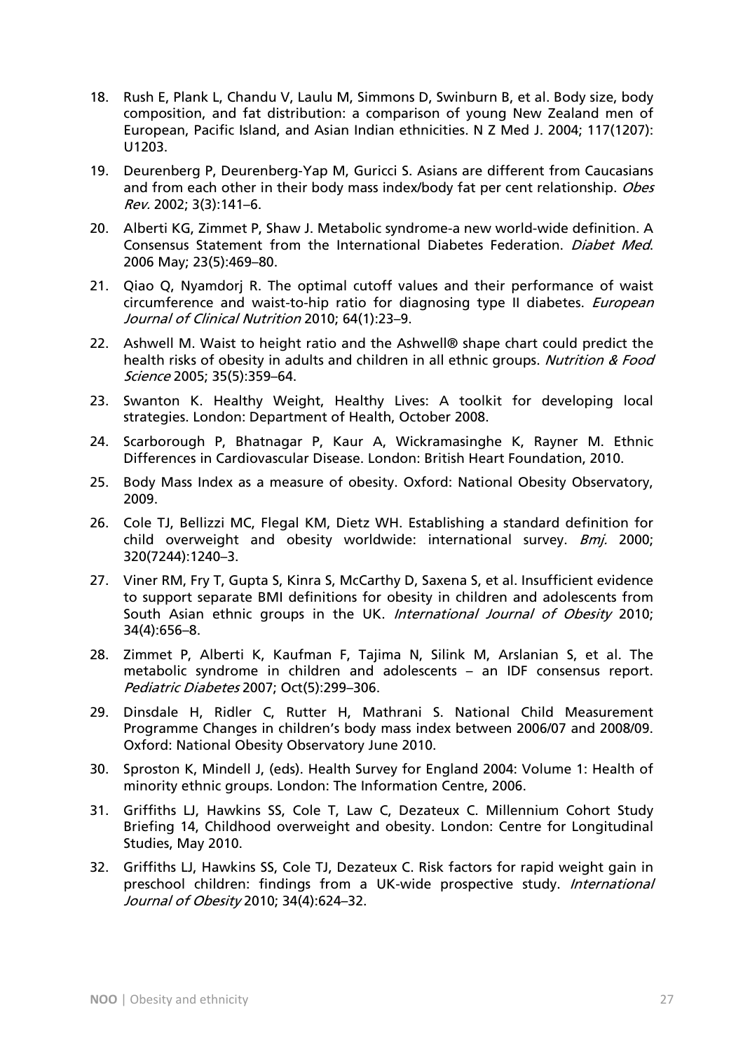18. Rush E, Plank L, Chandu V, Laulu M, Simmons D, Swinburn B, et al. Body size, body composition, and fat distribution: a comparison of young New Zealand men of European, Pacific Island, and Asian Indian ethnicities. N Z Med J. 2004; 117(1207): U1203.

19. Deurenberg P, Deurenberg-Yap M, Guricci S. Asians are different from Caucasians and from each other in their body mass index/body fat per cent relationship. *Obes Rev.* 2002; 3(3):141–6.

20. Alberti KG, Zimmet P, Shaw J. Metabolic syndrome-a new world-wide definition. A Consensus Statement from the International Diabetes Federation. *Diabet Med*. 2006 May; 23(5):469–80.

21. Qiao Q, Nyamdorj R. The optimal cutoff values and their performance of waist circumference and waist-to-hip ratio for diagnosing type II diabetes. *European Journal of Clinical Nutrition* 2010; 64(1):23–9.

22. Ashwell M. Waist to height ratio and the Ashwell® shape chart could predict the health risks of obesity in adults and children in all ethnic groups. *Nutrition & Food Science* 2005; 35(5):359–64.

23. Swanton K. Healthy Weight, Healthy Lives: A toolkit for developing local strategies. London: Department of Health, October 2008.

24. Scarborough P, Bhatnagar P, Kaur A, Wickramasinghe K, Rayner M. Ethnic Differences in Cardiovascular Disease. London: British Heart Foundation, 2010.

25. Body Mass Index as a measure of obesity. Oxford: National Obesity Observatory, 2009.

26. Cole TJ, Bellizzi MC, Flegal KM, Dietz WH. Establishing a standard definition for child overweight and obesity worldwide: international survey. *Bmj.* 2000; 320(7244):1240–3.

27. Viner RM, Fry T, Gupta S, Kinra S, McCarthy D, Saxena S, et al. Insufficient evidence to support separate BMI definitions for obesity in children and adolescents from South Asian ethnic groups in the UK. *International Journal of Obesity* 2010; 34(4):656–8.

28. Zimmet P, Alberti K, Kaufman F, Tajima N, Silink M, Arslanian S, et al. The metabolic syndrome in children and adolescents – an IDF consensus report. *Pediatric Diabetes* 2007; Oct(5):299–306.

29. Dinsdale H, Ridler C, Rutter H, Mathrani S. National Child Measurement Programme Changes in children's body mass index between 2006/07 and 2008/09. Oxford: National Obesity Observatory June 2010.

30. Sproston K, Mindell J, (eds). Health Survey for England 2004: Volume 1: Health of minority ethnic groups. London: The Information Centre, 2006.

31. Griffiths LJ, Hawkins SS, Cole T, Law C, Dezateux C. Millennium Cohort Study Briefing 14, Childhood overweight and obesity. London: Centre for Longitudinal Studies, May 2010.

32. Griffiths LJ, Hawkins SS, Cole TJ, Dezateux C. Risk factors for rapid weight gain in preschool children: findings from a UK-wide prospective study. *International Journal of Obesity* 2010; 34(4):624–32.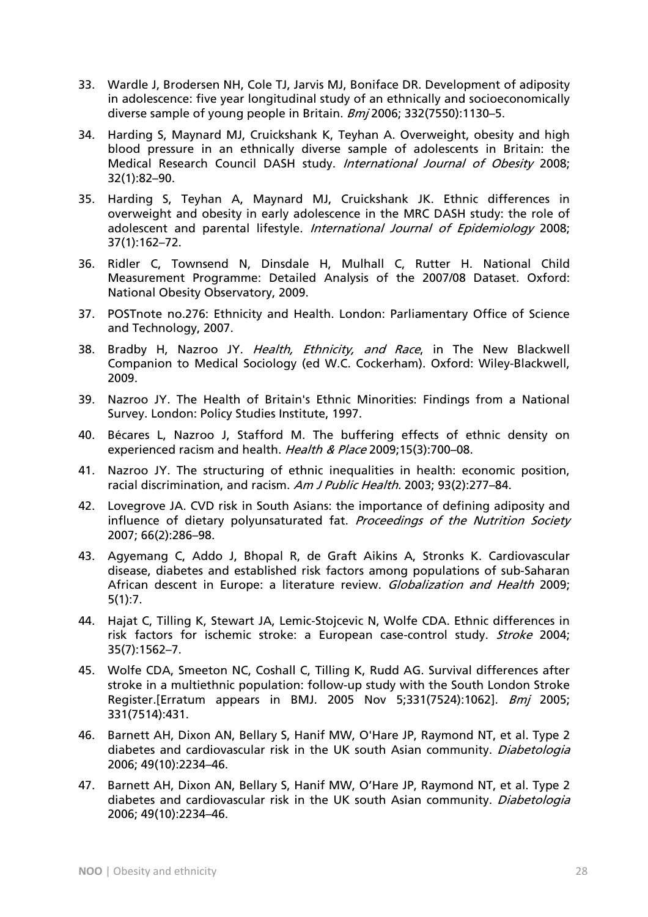33. Wardle J, Brodersen NH, Cole TJ, Jarvis MJ, Boniface DR. Development of adiposity in adolescence: five year longitudinal study of an ethnically and socioeconomically diverse sample of young people in Britain. *Bmj* 2006; 332(7550):1130–5.

34. Harding S, Maynard MJ, Cruickshank K, Teyhan A. Overweight, obesity and high blood pressure in an ethnically diverse sample of adolescents in Britain: the Medical Research Council DASH study. *International Journal of Obesity* 2008; 32(1):82–90.

35. Harding S, Teyhan A, Maynard MJ, Cruickshank JK. Ethnic differences in overweight and obesity in early adolescence in the MRC DASH study: the role of adolescent and parental lifestyle. *International Journal of Epidemiology* 2008; 37(1):162–72.

36. Ridler C, Townsend N, Dinsdale H, Mulhall C, Rutter H. National Child Measurement Programme: Detailed Analysis of the 2007/08 Dataset. Oxford: National Obesity Observatory, 2009.

37. POSTnote no.276: Ethnicity and Health. London: Parliamentary Office of Science and Technology, 2007.

38. Bradby H, Nazroo JY. *Health, Ethnicity, and Race*, in The New Blackwell Companion to Medical Sociology (ed W.C. Cockerham). Oxford: Wiley-Blackwell, 2009.

39. Nazroo JY. The Health of Britain's Ethnic Minorities: Findings from a National Survey. London: Policy Studies Institute, 1997.

40. Bécares L, Nazroo J, Stafford M. The buffering effects of ethnic density on experienced racism and health. *Health & Place* 2009;15(3):700–08.

41. Nazroo JY. The structuring of ethnic inequalities in health: economic position, racial discrimination, and racism. *Am J Public Health.* 2003; 93(2):277–84.

42. Lovegrove JA. CVD risk in South Asians: the importance of defining adiposity and influence of dietary polyunsaturated fat. *Proceedings of the Nutrition Society* 2007; 66(2):286–98.

43. Agyemang C, Addo J, Bhopal R, de Graft Aikins A, Stronks K. Cardiovascular disease, diabetes and established risk factors among populations of sub-Saharan African descent in Europe: a literature review. *Globalization and Health* 2009; 5(1):7.

44. Hajat C, Tilling K, Stewart JA, Lemic-Stojcevic N, Wolfe CDA. Ethnic differences in risk factors for ischemic stroke: a European case-control study. *Stroke* 2004; 35(7):1562–7.

45. Wolfe CDA, Smeeton NC, Coshall C, Tilling K, Rudd AG. Survival differences after stroke in a multiethnic population: follow-up study with the South London Stroke Register.[Erratum appears in BMJ. 2005 Nov 5;331(7524):1062]. *Bmj* 2005; 331(7514):431.

46. Barnett AH, Dixon AN, Bellary S, Hanif MW, O'Hare JP, Raymond NT, et al. Type 2 diabetes and cardiovascular risk in the UK south Asian community. *Diabetologia* 2006; 49(10):2234–46.

47. Barnett AH, Dixon AN, Bellary S, Hanif MW, O'Hare JP, Raymond NT, et al. Type 2 diabetes and cardiovascular risk in the UK south Asian community. *Diabetologia* 2006; 49(10):2234–46.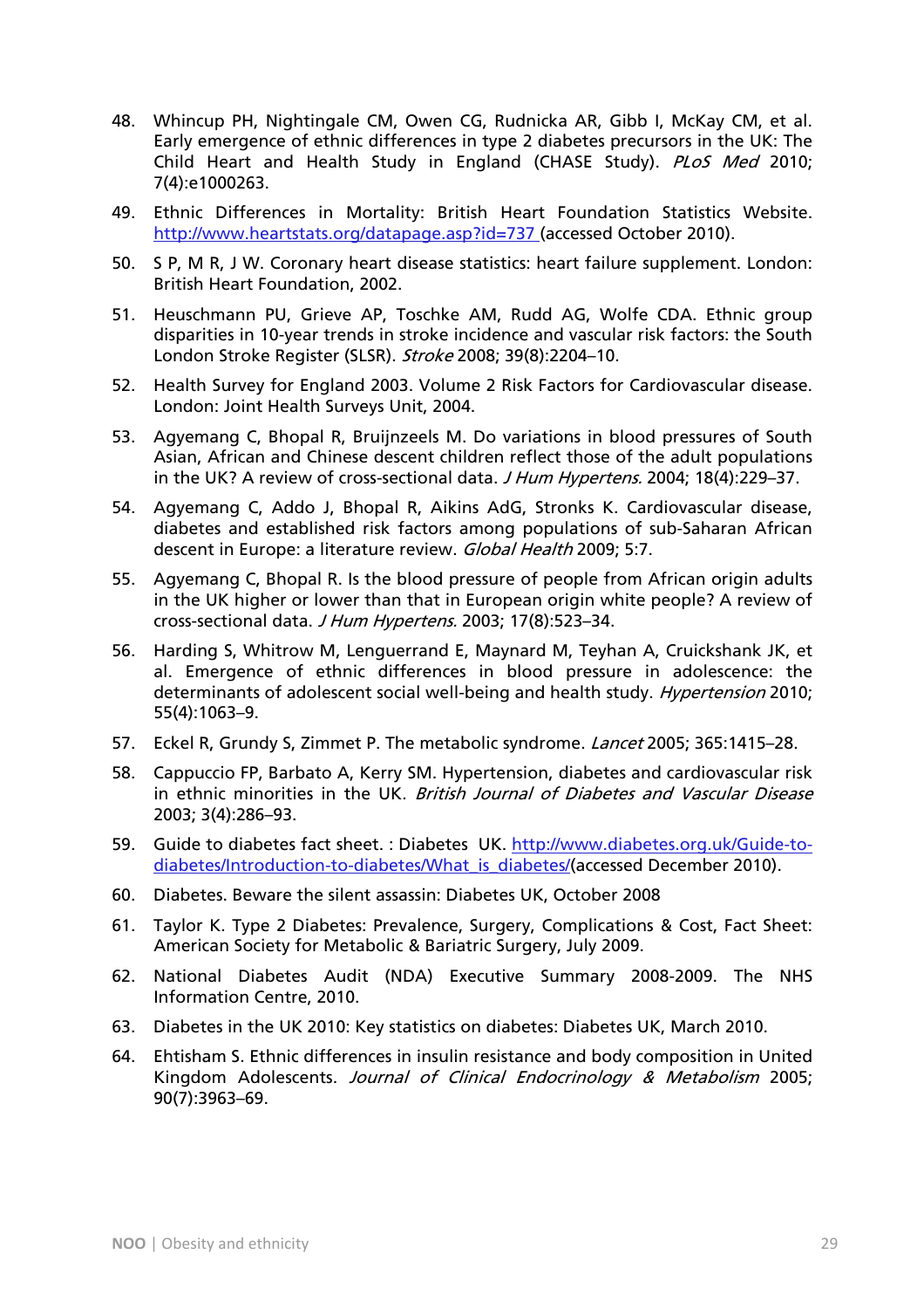48. Whincup PH, Nightingale CM, Owen CG, Rudnicka AR, Gibb I, McKay CM, et al. Early emergence of ethnic differences in type 2 diabetes precursors in the UK: The Child Heart and Health Study in England (CHASE Study). *PLoS Med* 2010; 7(4):e1000263.

49. Ethnic Differences in Mortality: British Heart Foundation Statistics Website. http://www.heartstats.org/datapage.asp?id=737 (accessed October 2010).

50. S P, M R, J W. Coronary heart disease statistics: heart failure supplement. London: British Heart Foundation, 2002.

51. Heuschmann PU, Grieve AP, Toschke AM, Rudd AG, Wolfe CDA. Ethnic group disparities in 10-year trends in stroke incidence and vascular risk factors: the South London Stroke Register (SLSR). *Stroke* 2008; 39(8):2204–10.

52. Health Survey for England 2003. Volume 2 Risk Factors for Cardiovascular disease. London: Joint Health Surveys Unit, 2004.

53. Agyemang C, Bhopal R, Bruijnzeels M. Do variations in blood pressures of South Asian, African and Chinese descent children reflect those of the adult populations in the UK? A review of cross-sectional data. *J Hum Hypertens.* 2004; 18(4):229–37.

54. Agyemang C, Addo J, Bhopal R, Aikins AdG, Stronks K. Cardiovascular disease, diabetes and established risk factors among populations of sub-Saharan African descent in Europe: a literature review. *Global Health* 2009; 5:7.

55. Agyemang C, Bhopal R. Is the blood pressure of people from African origin adults in the UK higher or lower than that in European origin white people? A review of cross-sectional data. *J Hum Hypertens.* 2003; 17(8):523–34.

56. Harding S, Whitrow M, Lenguerrand E, Maynard M, Teyhan A, Cruickshank JK, et al. Emergence of ethnic differences in blood pressure in adolescence: the determinants of adolescent social well-being and health study. *Hypertension* 2010; 55(4):1063–9.

57. Eckel R, Grundy S, Zimmet P. The metabolic syndrome. *Lancet* 2005; 365:1415–28.

58. Cappuccio FP, Barbato A, Kerry SM. Hypertension, diabetes and cardiovascular risk in ethnic minorities in the UK. *British Journal of Diabetes and Vascular Disease* 2003; 3(4):286–93.

59. Guide to diabetes fact sheet. : Diabetes UK. http://www.diabetes.org.uk/Guide-to-diabetes/Introduction-to-diabetes/What_is_diabetes/(accessed December 2010).

60. Diabetes. Beware the silent assassin: Diabetes UK, October 2008

61. Taylor K. Type 2 Diabetes: Prevalence, Surgery, Complications & Cost, Fact Sheet: American Society for Metabolic & Bariatric Surgery, July 2009.

62. National Diabetes Audit (NDA) Executive Summary 2008-2009. The NHS Information Centre, 2010.

63. Diabetes in the UK 2010: Key statistics on diabetes: Diabetes UK, March 2010.

64. Ehtisham S. Ethnic differences in insulin resistance and body composition in United Kingdom Adolescents. *Journal of Clinical Endocrinology & Metabolism* 2005; 90(7):3963–69.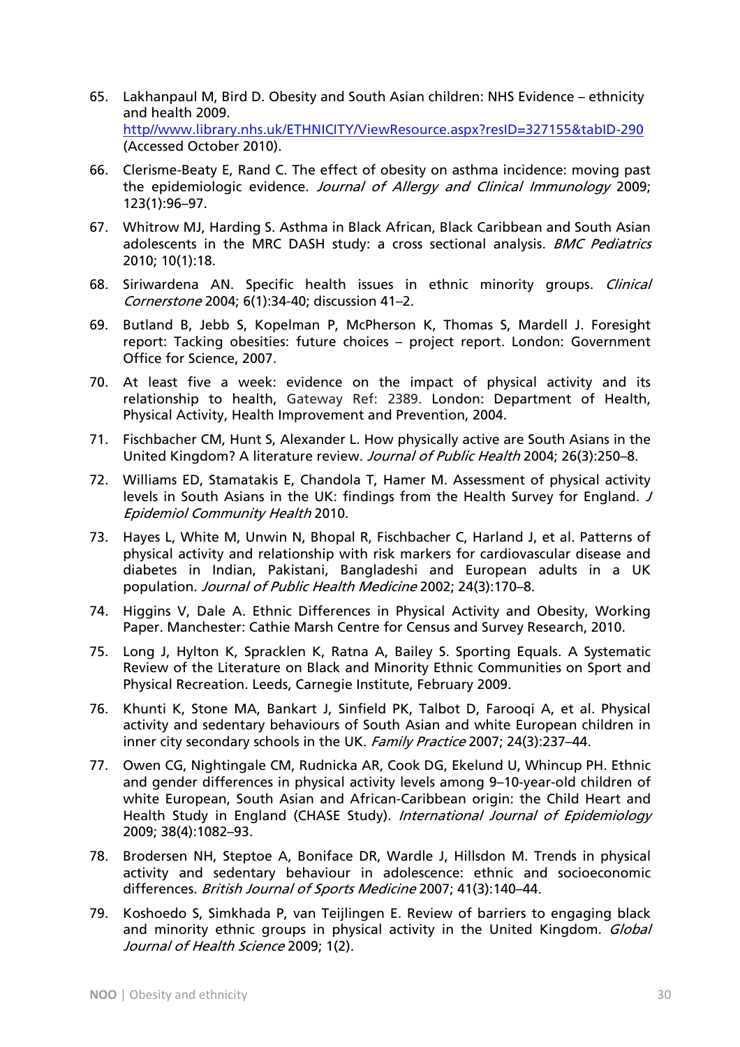65. Lakhanpaul M, Bird D. Obesity and South Asian children: NHS Evidence – ethnicity and health 2009. http//www.library.nhs.uk/ETHNICITY/ViewResource.aspx?resID=327155&tabID-290 (Accessed October 2010).

66. Clerisme-Beaty E, Rand C. The effect of obesity on asthma incidence: moving past the epidemiologic evidence. *Journal of Allergy and Clinical Immunology* 2009; 123(1):96–97.

67. Whitrow MJ, Harding S. Asthma in Black African, Black Caribbean and South Asian adolescents in the MRC DASH study: a cross sectional analysis. *BMC Pediatrics* 2010; 10(1):18.

68. Siriwardena AN. Specific health issues in ethnic minority groups. *Clinical Cornerstone* 2004; 6(1):34-40; discussion 41–2.

69. Butland B, Jebb S, Kopelman P, McPherson K, Thomas S, Mardell J. Foresight report: Tacking obesities: future choices – project report. London: Government Office for Science, 2007.

70. At least five a week: evidence on the impact of physical activity and its relationship to health, Gateway Ref: 2389. London: Department of Health, Physical Activity, Health Improvement and Prevention, 2004.

71. Fischbacher CM, Hunt S, Alexander L. How physically active are South Asians in the United Kingdom? A literature review. *Journal of Public Health* 2004; 26(3):250–8.

72. Williams ED, Stamatakis E, Chandola T, Hamer M. Assessment of physical activity levels in South Asians in the UK: findings from the Health Survey for England. *J Epidemiol Community Health* 2010.

73. Hayes L, White M, Unwin N, Bhopal R, Fischbacher C, Harland J, et al. Patterns of physical activity and relationship with risk markers for cardiovascular disease and diabetes in Indian, Pakistani, Bangladeshi and European adults in a UK population. *Journal of Public Health Medicine* 2002; 24(3):170–8.

74. Higgins V, Dale A. Ethnic Differences in Physical Activity and Obesity, Working Paper. Manchester: Cathie Marsh Centre for Census and Survey Research, 2010.

75. Long J, Hylton K, Spracklen K, Ratna A, Bailey S. Sporting Equals. A Systematic Review of the Literature on Black and Minority Ethnic Communities on Sport and Physical Recreation. Leeds, Carnegie Institute, February 2009.

76. Khunti K, Stone MA, Bankart J, Sinfield PK, Talbot D, Farooqi A, et al. Physical activity and sedentary behaviours of South Asian and white European children in inner city secondary schools in the UK. *Family Practice* 2007; 24(3):237–44.

77. Owen CG, Nightingale CM, Rudnicka AR, Cook DG, Ekelund U, Whincup PH. Ethnic and gender differences in physical activity levels among 9–10-year-old children of white European, South Asian and African-Caribbean origin: the Child Heart and Health Study in England (CHASE Study). *International Journal of Epidemiology* 2009; 38(4):1082–93.

78. Brodersen NH, Steptoe A, Boniface DR, Wardle J, Hillsdon M. Trends in physical activity and sedentary behaviour in adolescence: ethnic and socioeconomic differences. *British Journal of Sports Medicine* 2007; 41(3):140–44.

79. Koshoedo S, Simkhada P, van Teijlingen E. Review of barriers to engaging black and minority ethnic groups in physical activity in the United Kingdom. *Global Journal of Health Science* 2009; 1(2).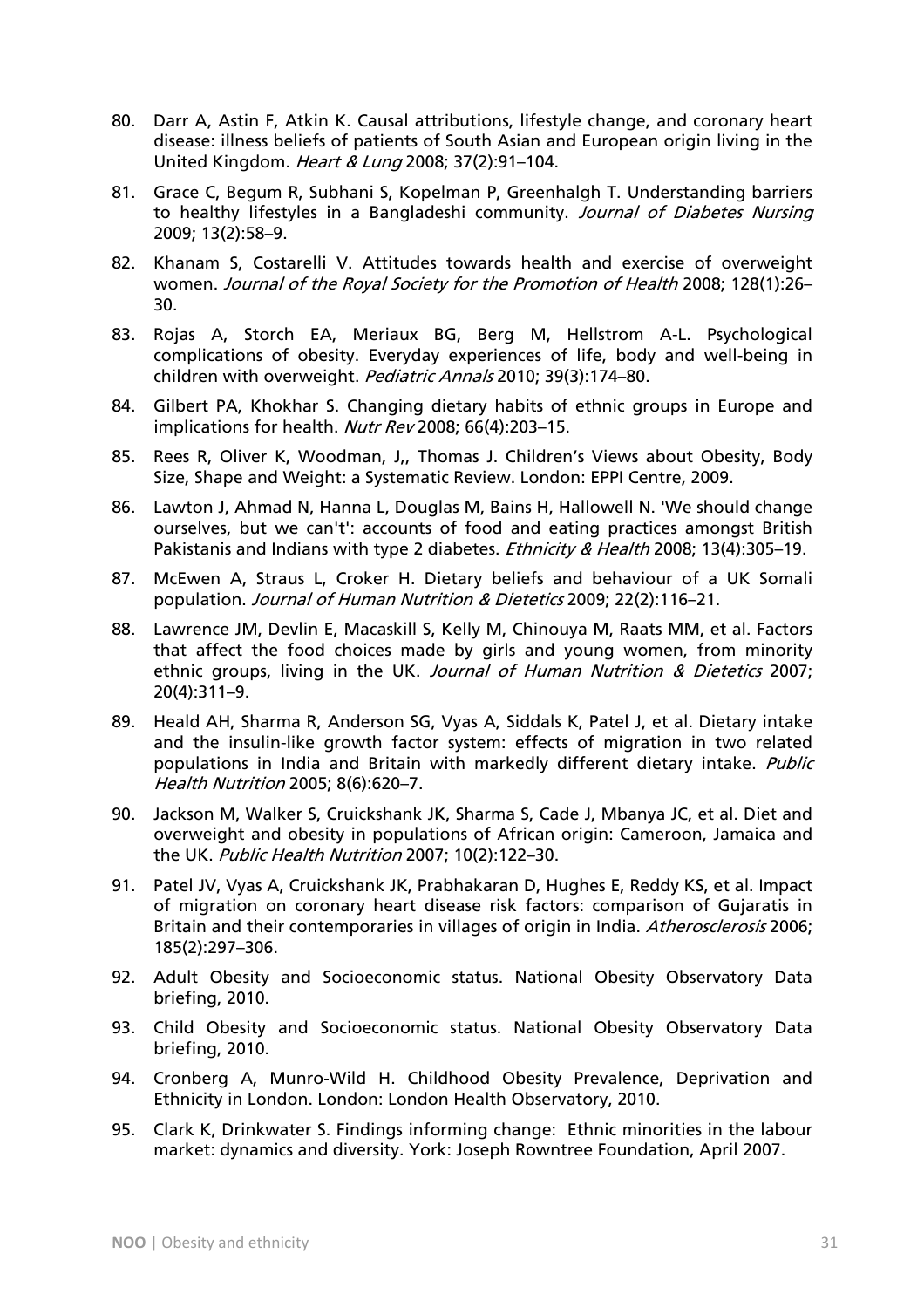80. Darr A, Astin F, Atkin K. Causal attributions, lifestyle change, and coronary heart disease: illness beliefs of patients of South Asian and European origin living in the United Kingdom. *Heart & Lung* 2008; 37(2):91–104.

81. Grace C, Begum R, Subhani S, Kopelman P, Greenhalgh T. Understanding barriers to healthy lifestyles in a Bangladeshi community. *Journal of Diabetes Nursing* 2009; 13(2):58–9.

82. Khanam S, Costarelli V. Attitudes towards health and exercise of overweight women. *Journal of the Royal Society for the Promotion of Health* 2008; 128(1):26–30.

83. Rojas A, Storch EA, Meriaux BG, Berg M, Hellstrom A-L. Psychological complications of obesity. Everyday experiences of life, body and well-being in children with overweight. *Pediatric Annals* 2010; 39(3):174–80.

84. Gilbert PA, Khokhar S. Changing dietary habits of ethnic groups in Europe and implications for health. *Nutr Rev* 2008; 66(4):203–15.

85. Rees R, Oliver K, Woodman, J,, Thomas J. Children's Views about Obesity, Body Size, Shape and Weight: a Systematic Review. London: EPPI Centre, 2009.

86. Lawton J, Ahmad N, Hanna L, Douglas M, Bains H, Hallowell N. 'We should change ourselves, but we can't': accounts of food and eating practices amongst British Pakistanis and Indians with type 2 diabetes. *Ethnicity & Health* 2008; 13(4):305–19.

87. McEwen A, Straus L, Croker H. Dietary beliefs and behaviour of a UK Somali population. *Journal of Human Nutrition & Dietetics* 2009; 22(2):116–21.

88. Lawrence JM, Devlin E, Macaskill S, Kelly M, Chinouya M, Raats MM, et al. Factors that affect the food choices made by girls and young women, from minority ethnic groups, living in the UK. *Journal of Human Nutrition & Dietetics* 2007; 20(4):311–9.

89. Heald AH, Sharma R, Anderson SG, Vyas A, Siddals K, Patel J, et al. Dietary intake and the insulin-like growth factor system: effects of migration in two related populations in India and Britain with markedly different dietary intake. *Public Health Nutrition* 2005; 8(6):620–7.

90. Jackson M, Walker S, Cruickshank JK, Sharma S, Cade J, Mbanya JC, et al. Diet and overweight and obesity in populations of African origin: Cameroon, Jamaica and the UK. *Public Health Nutrition* 2007; 10(2):122–30.

91. Patel JV, Vyas A, Cruickshank JK, Prabhakaran D, Hughes E, Reddy KS, et al. Impact of migration on coronary heart disease risk factors: comparison of Gujaratis in Britain and their contemporaries in villages of origin in India. *Atherosclerosis* 2006; 185(2):297–306.

92. Adult Obesity and Socioeconomic status. National Obesity Observatory Data briefing, 2010.

93. Child Obesity and Socioeconomic status. National Obesity Observatory Data briefing, 2010.

94. Cronberg A, Munro-Wild H. Childhood Obesity Prevalence, Deprivation and Ethnicity in London. London: London Health Observatory, 2010.

95. Clark K, Drinkwater S. Findings informing change: Ethnic minorities in the labour market: dynamics and diversity. York: Joseph Rowntree Foundation, April 2007.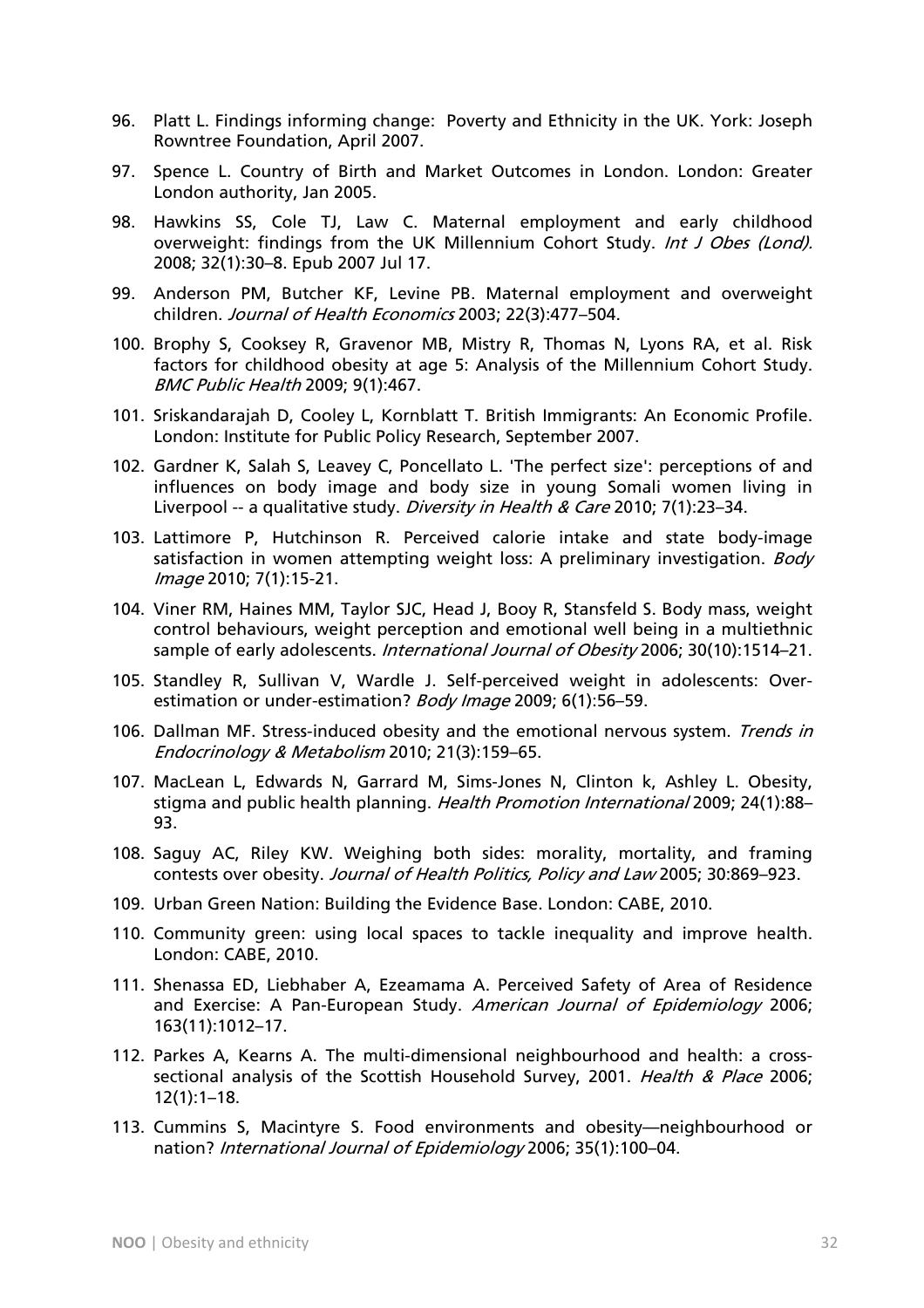96. Platt L. Findings informing change: Poverty and Ethnicity in the UK. York: Joseph Rowntree Foundation, April 2007.

97. Spence L. Country of Birth and Market Outcomes in London. London: Greater London authority, Jan 2005.

98. Hawkins SS, Cole TJ, Law C. Maternal employment and early childhood overweight: findings from the UK Millennium Cohort Study. *Int J Obes (Lond).* 2008; 32(1):30–8. Epub 2007 Jul 17.

99. Anderson PM, Butcher KF, Levine PB. Maternal employment and overweight children. *Journal of Health Economics* 2003; 22(3):477–504.

100. Brophy S, Cooksey R, Gravenor MB, Mistry R, Thomas N, Lyons RA, et al. Risk factors for childhood obesity at age 5: Analysis of the Millennium Cohort Study. *BMC Public Health* 2009; 9(1):467.

101. Sriskandarajah D, Cooley L, Kornblatt T. British Immigrants: An Economic Profile. London: Institute for Public Policy Research, September 2007.

102. Gardner K, Salah S, Leavey C, Poncellato L. 'The perfect size': perceptions of and influences on body image and body size in young Somali women living in Liverpool -- a qualitative study. *Diversity in Health & Care* 2010; 7(1):23–34.

103. Lattimore P, Hutchinson R. Perceived calorie intake and state body-image satisfaction in women attempting weight loss: A preliminary investigation. *Body Image* 2010; 7(1):15-21.

104. Viner RM, Haines MM, Taylor SJC, Head J, Booy R, Stansfeld S. Body mass, weight control behaviours, weight perception and emotional well being in a multiethnic sample of early adolescents. *International Journal of Obesity* 2006; 30(10):1514–21.

105. Standley R, Sullivan V, Wardle J. Self-perceived weight in adolescents: Over-estimation or under-estimation? *Body Image* 2009; 6(1):56–59.

106. Dallman MF. Stress-induced obesity and the emotional nervous system. *Trends in Endocrinology & Metabolism* 2010; 21(3):159–65.

107. MacLean L, Edwards N, Garrard M, Sims-Jones N, Clinton k, Ashley L. Obesity, stigma and public health planning. *Health Promotion International* 2009; 24(1):88–93.

108. Saguy AC, Riley KW. Weighing both sides: morality, mortality, and framing contests over obesity. *Journal of Health Politics, Policy and Law* 2005; 30:869–923.

109. Urban Green Nation: Building the Evidence Base. London: CABE, 2010.

110. Community green: using local spaces to tackle inequality and improve health. London: CABE, 2010.

111. Shenassa ED, Liebhaber A, Ezeamama A. Perceived Safety of Area of Residence and Exercise: A Pan-European Study. *American Journal of Epidemiology* 2006; 163(11):1012–17.

112. Parkes A, Kearns A. The multi-dimensional neighbourhood and health: a cross-sectional analysis of the Scottish Household Survey, 2001. *Health & Place* 2006; 12(1):1–18.

113. Cummins S, Macintyre S. Food environments and obesity—neighbourhood or nation? *International Journal of Epidemiology* 2006; 35(1):100–04.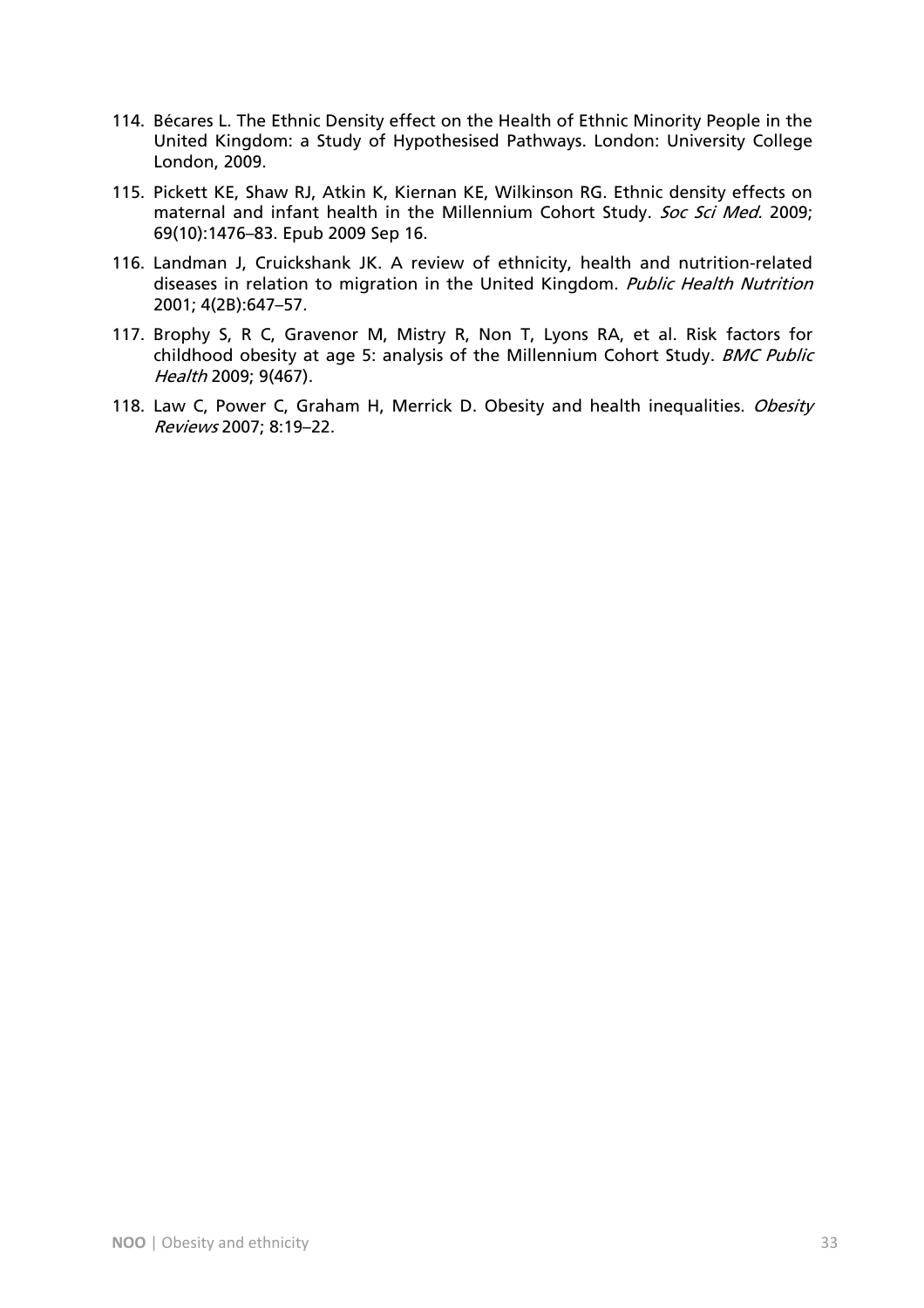114. Bécares L. The Ethnic Density effect on the Health of Ethnic Minority People in the United Kingdom: a Study of Hypothesised Pathways. London: University College London, 2009.

115. Pickett KE, Shaw RJ, Atkin K, Kiernan KE, Wilkinson RG. Ethnic density effects on maternal and infant health in the Millennium Cohort Study. *Soc Sci Med*. 2009; 69(10):1476–83. Epub 2009 Sep 16.

116. Landman J, Cruickshank JK. A review of ethnicity, health and nutrition-related diseases in relation to migration in the United Kingdom. *Public Health Nutrition* 2001; 4(2B):647–57.

117. Brophy S, R C, Gravenor M, Mistry R, Non T, Lyons RA, et al. Risk factors for childhood obesity at age 5: analysis of the Millennium Cohort Study. *BMC Public Health* 2009; 9(467).

118. Law C, Power C, Graham H, Merrick D. Obesity and health inequalities. *Obesity Reviews* 2007; 8:19–22.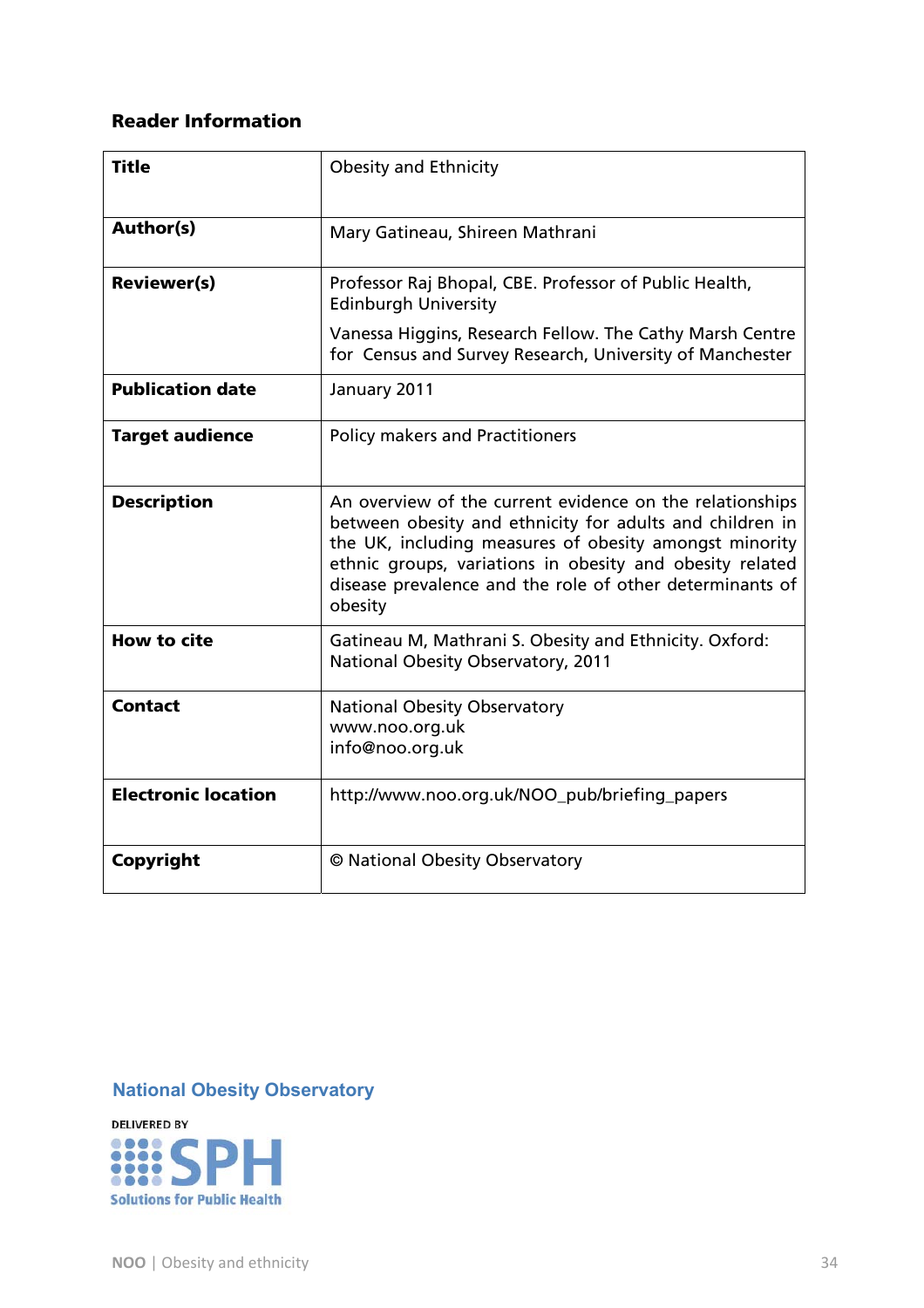**Reader Information**

| | |
|---|---|
| **Title** | Obesity and Ethnicity |
| **Author(s)** | Mary Gatineau, Shireen Mathrani |
| **Reviewer(s)** | Professor Raj Bhopal, CBE. Professor of Public Health, Edinburgh University<br><br>Vanessa Higgins, Research Fellow. The Cathy Marsh Centre for Census and Survey Research, University of Manchester |
| **Publication date** | January 2011 |
| **Target audience** | Policy makers and Practitioners |
| **Description** | An overview of the current evidence on the relationships between obesity and ethnicity for adults and children in the UK, including measures of obesity amongst minority ethnic groups, variations in obesity and obesity related disease prevalence and the role of other determinants of obesity |
| **How to cite** | Gatineau M, Mathrani S. Obesity and Ethnicity. Oxford: National Obesity Observatory, 2011 |
| **Contact** | National Obesity Observatory<br>www.noo.org.uk<br>info@noo.org.uk |
| **Electronic location** | http://www.noo.org.uk/NOO_pub/briefing_papers |
| **Copyright** | © National Obesity Observatory |

National Obesity Observatory

DELIVERED BY

SPH

Solutions for Public Health